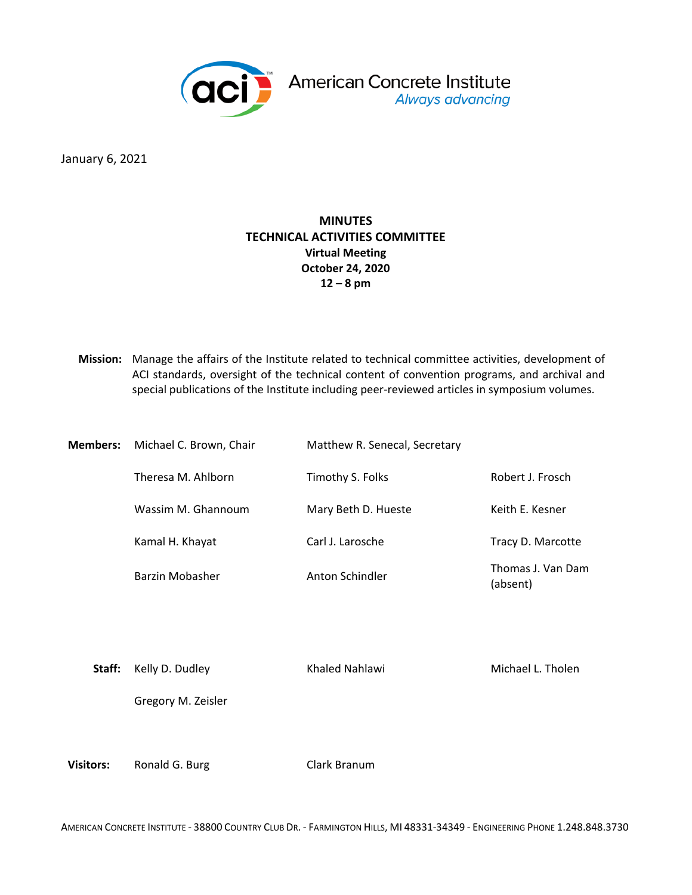American Concrete Institute
*Always advancing*

January 6, 2021

# MINUTES
## TECHNICAL ACTIVITIES COMMITTEE
**Virtual Meeting**
**October 24, 2020**
**12 – 8 pm**

**Mission:** Manage the affairs of the Institute related to technical committee activities, development of ACI standards, oversight of the technical content of convention programs, and archival and special publications of the Institute including peer-reviewed articles in symposium volumes.

| | | | |
|---|---|---|---|
| **Members:** | Michael C. Brown, Chair | Matthew R. Senecal, Secretary | |
| | Theresa M. Ahlborn | Timothy S. Folks | Robert J. Frosch |
| | Wassim M. Ghannoum | Mary Beth D. Hueste | Keith E. Kesner |
| | Kamal H. Khayat | Carl J. Larosche | Tracy D. Marcotte |
| | Barzin Mobasher | Anton Schindler | Thomas J. Van Dam (absent) |
| **Staff:** | Kelly D. Dudley | Khaled Nahlawi | Michael L. Tholen |
| | Gregory M. Zeisler | | |
| **Visitors:** | Ronald G. Burg | Clark Branum | |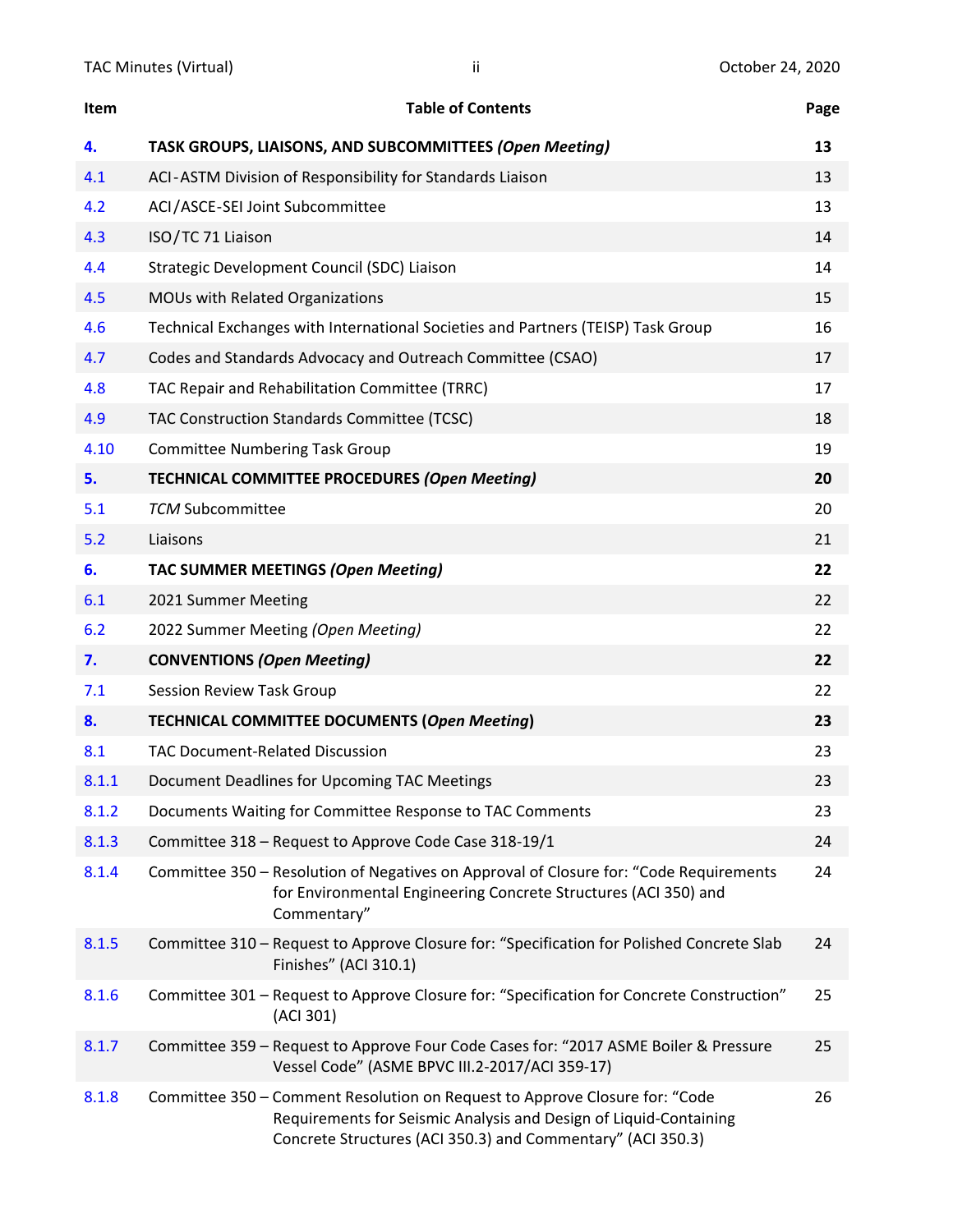| Item | Table of Contents | Page |
| --- | --- | --- |
| **4.** | **TASK GROUPS, LIAISONS, AND SUBCOMMITTEES *(Open Meeting)*** | **13** |
| 4.1 | ACI-ASTM Division of Responsibility for Standards Liaison | 13 |
| 4.2 | ACI/ASCE-SEI Joint Subcommittee | 13 |
| 4.3 | ISO/TC 71 Liaison | 14 |
| 4.4 | Strategic Development Council (SDC) Liaison | 14 |
| 4.5 | MOUs with Related Organizations | 15 |
| 4.6 | Technical Exchanges with International Societies and Partners (TEISP) Task Group | 16 |
| 4.7 | Codes and Standards Advocacy and Outreach Committee (CSAO) | 17 |
| 4.8 | TAC Repair and Rehabilitation Committee (TRRC) | 17 |
| 4.9 | TAC Construction Standards Committee (TCSC) | 18 |
| 4.10 | Committee Numbering Task Group | 19 |
| **5.** | **TECHNICAL COMMITTEE PROCEDURES *(Open Meeting)*** | **20** |
| 5.1 | *TCM* Subcommittee | 20 |
| 5.2 | Liaisons | 21 |
| **6.** | **TAC SUMMER MEETINGS *(Open Meeting)*** | **22** |
| 6.1 | 2021 Summer Meeting | 22 |
| 6.2 | 2022 Summer Meeting *(Open Meeting)* | 22 |
| **7.** | **CONVENTIONS *(Open Meeting)*** | **22** |
| 7.1 | Session Review Task Group | 22 |
| **8.** | **TECHNICAL COMMITTEE DOCUMENTS (*Open Meeting*)** | **23** |
| 8.1 | TAC Document-Related Discussion | 23 |
| 8.1.1 | Document Deadlines for Upcoming TAC Meetings | 23 |
| 8.1.2 | Documents Waiting for Committee Response to TAC Comments | 23 |
| 8.1.3 | Committee 318 – Request to Approve Code Case 318-19/1 | 24 |
| 8.1.4 | Committee 350 – Resolution of Negatives on Approval of Closure for: “Code Requirements for Environmental Engineering Concrete Structures (ACI 350) and Commentary” | 24 |
| 8.1.5 | Committee 310 – Request to Approve Closure for: “Specification for Polished Concrete Slab Finishes” (ACI 310.1) | 24 |
| 8.1.6 | Committee 301 – Request to Approve Closure for: “Specification for Concrete Construction” (ACI 301) | 25 |
| 8.1.7 | Committee 359 – Request to Approve Four Code Cases for: “2017 ASME Boiler & Pressure Vessel Code” (ASME BPVC III.2-2017/ACI 359-17) | 25 |
| 8.1.8 | Committee 350 – Comment Resolution on Request to Approve Closure for: “Code Requirements for Seismic Analysis and Design of Liquid-Containing Concrete Structures (ACI 350.3) and Commentary” (ACI 350.3) | 26 |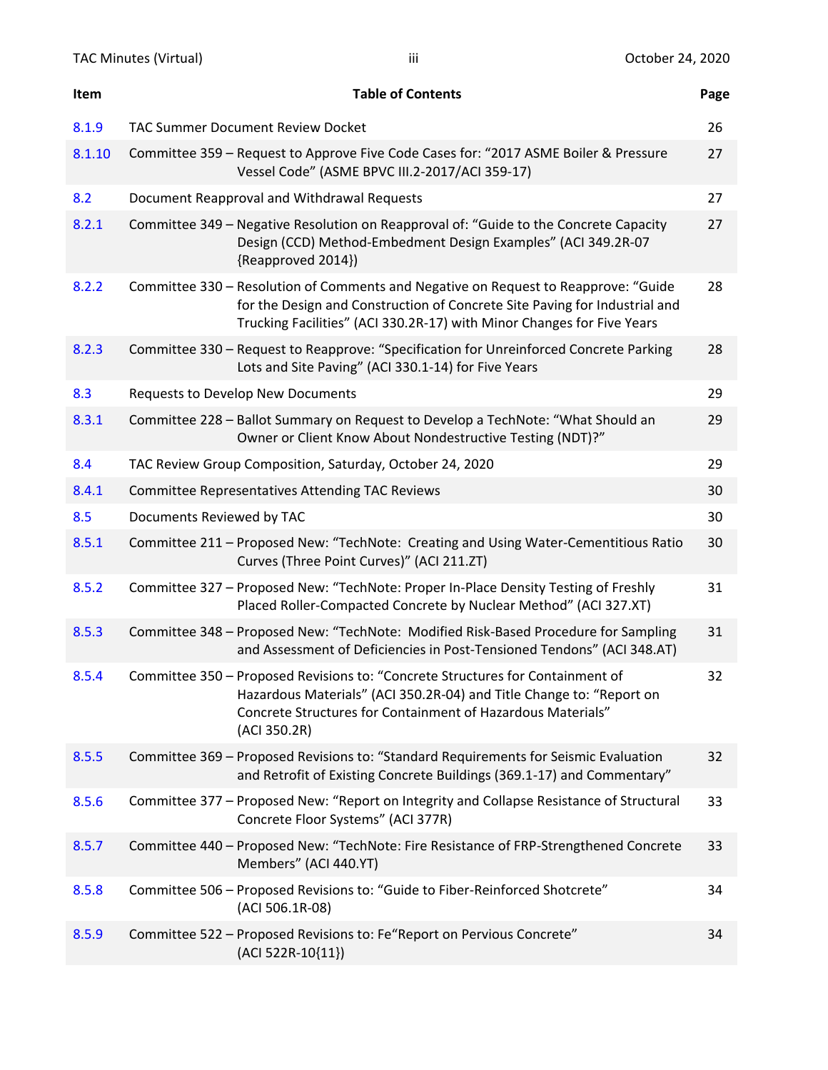| Item | Table of Contents | Page |
|---|---|---|
| 8.1.9 | TAC Summer Document Review Docket | 26 |
| 8.1.10 | Committee 359 – Request to Approve Five Code Cases for: "2017 ASME Boiler & Pressure Vessel Code" (ASME BPVC III.2-2017/ACI 359-17) | 27 |
| 8.2 | Document Reapproval and Withdrawal Requests | 27 |
| 8.2.1 | Committee 349 – Negative Resolution on Reapproval of: "Guide to the Concrete Capacity Design (CCD) Method-Embedment Design Examples" (ACI 349.2R-07 {Reapproved 2014}) | 27 |
| 8.2.2 | Committee 330 – Resolution of Comments and Negative on Request to Reapprove: "Guide for the Design and Construction of Concrete Site Paving for Industrial and Trucking Facilities" (ACI 330.2R-17) with Minor Changes for Five Years | 28 |
| 8.2.3 | Committee 330 – Request to Reapprove: "Specification for Unreinforced Concrete Parking Lots and Site Paving" (ACI 330.1-14) for Five Years | 28 |
| 8.3 | Requests to Develop New Documents | 29 |
| 8.3.1 | Committee 228 – Ballot Summary on Request to Develop a TechNote: "What Should an Owner or Client Know About Nondestructive Testing (NDT)?" | 29 |
| 8.4 | TAC Review Group Composition, Saturday, October 24, 2020 | 29 |
| 8.4.1 | Committee Representatives Attending TAC Reviews | 30 |
| 8.5 | Documents Reviewed by TAC | 30 |
| 8.5.1 | Committee 211 – Proposed New: "TechNote: Creating and Using Water-Cementitious Ratio Curves (Three Point Curves)" (ACI 211.ZT) | 30 |
| 8.5.2 | Committee 327 – Proposed New: "TechNote: Proper In-Place Density Testing of Freshly Placed Roller-Compacted Concrete by Nuclear Method" (ACI 327.XT) | 31 |
| 8.5.3 | Committee 348 – Proposed New: "TechNote: Modified Risk-Based Procedure for Sampling and Assessment of Deficiencies in Post-Tensioned Tendons" (ACI 348.AT) | 31 |
| 8.5.4 | Committee 350 – Proposed Revisions to: "Concrete Structures for Containment of Hazardous Materials" (ACI 350.2R-04) and Title Change to: "Report on Concrete Structures for Containment of Hazardous Materials" (ACI 350.2R) | 32 |
| 8.5.5 | Committee 369 – Proposed Revisions to: "Standard Requirements for Seismic Evaluation and Retrofit of Existing Concrete Buildings (369.1-17) and Commentary" | 32 |
| 8.5.6 | Committee 377 – Proposed New: "Report on Integrity and Collapse Resistance of Structural Concrete Floor Systems" (ACI 377R) | 33 |
| 8.5.7 | Committee 440 – Proposed New: "TechNote: Fire Resistance of FRP-Strengthened Concrete Members" (ACI 440.YT) | 33 |
| 8.5.8 | Committee 506 – Proposed Revisions to: "Guide to Fiber-Reinforced Shotcrete" (ACI 506.1R-08) | 34 |
| 8.5.9 | Committee 522 – Proposed Revisions to: Fe"Report on Pervious Concrete" (ACI 522R-10{11}) | 34 |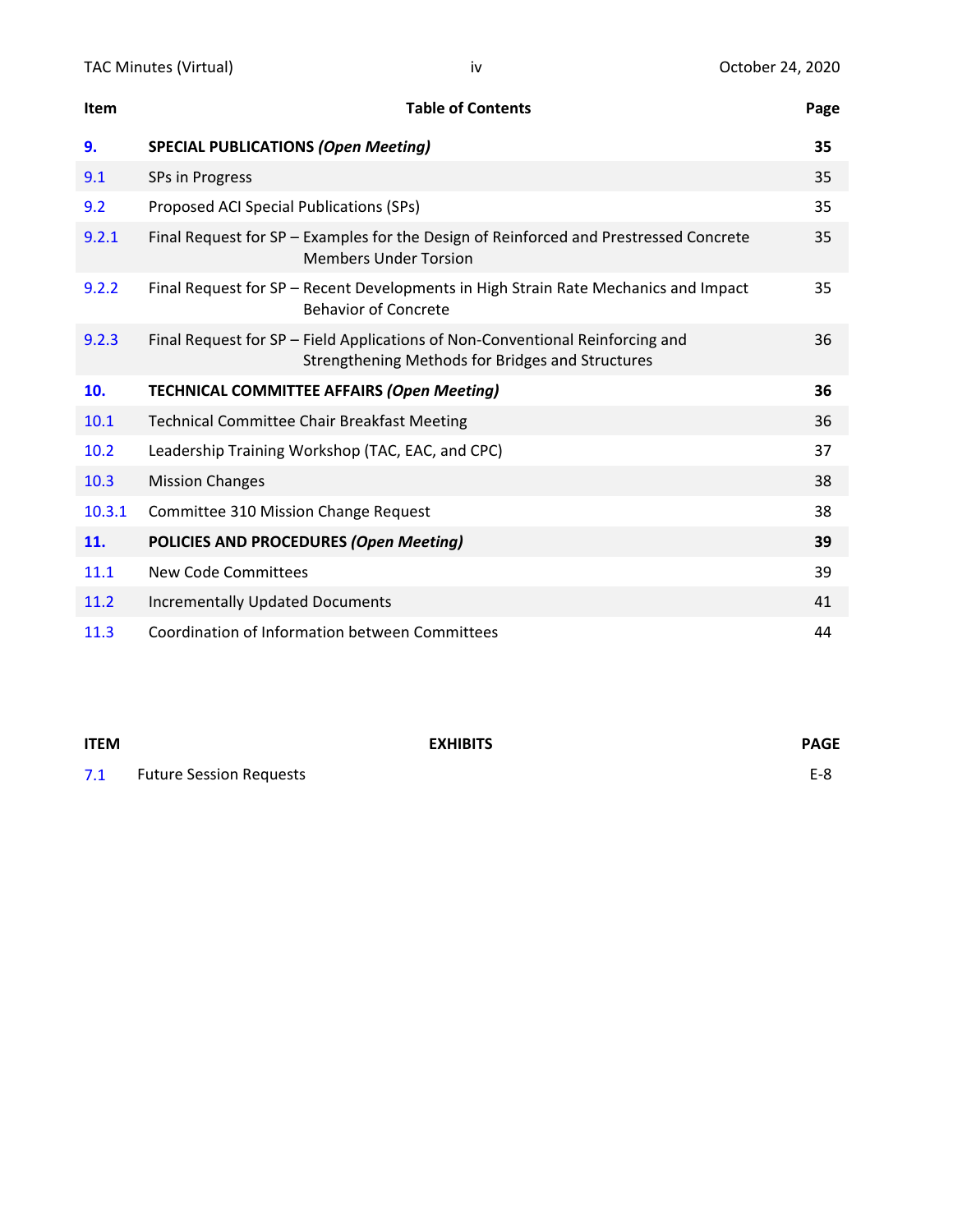| Item | Table of Contents | Page |
|---|---|---|
| **9.** | **SPECIAL PUBLICATIONS *(Open Meeting)*** | **35** |
| 9.1 | SPs in Progress | 35 |
| 9.2 | Proposed ACI Special Publications (SPs) | 35 |
| 9.2.1 | Final Request for SP – Examples for the Design of Reinforced and Prestressed Concrete Members Under Torsion | 35 |
| 9.2.2 | Final Request for SP – Recent Developments in High Strain Rate Mechanics and Impact Behavior of Concrete | 35 |
| 9.2.3 | Final Request for SP – Field Applications of Non-Conventional Reinforcing and Strengthening Methods for Bridges and Structures | 36 |
| **10.** | **TECHNICAL COMMITTEE AFFAIRS *(Open Meeting)*** | **36** |
| 10.1 | Technical Committee Chair Breakfast Meeting | 36 |
| 10.2 | Leadership Training Workshop (TAC, EAC, and CPC) | 37 |
| 10.3 | Mission Changes | 38 |
| 10.3.1 | Committee 310 Mission Change Request | 38 |
| **11.** | **POLICIES AND PROCEDURES *(Open Meeting)*** | **39** |
| 11.1 | New Code Committees | 39 |
| 11.2 | Incrementally Updated Documents | 41 |
| 11.3 | Coordination of Information between Committees | 44 |

| ITEM | EXHIBITS | PAGE |
|---|---|---|
| 7.1 | Future Session Requests | E-8 |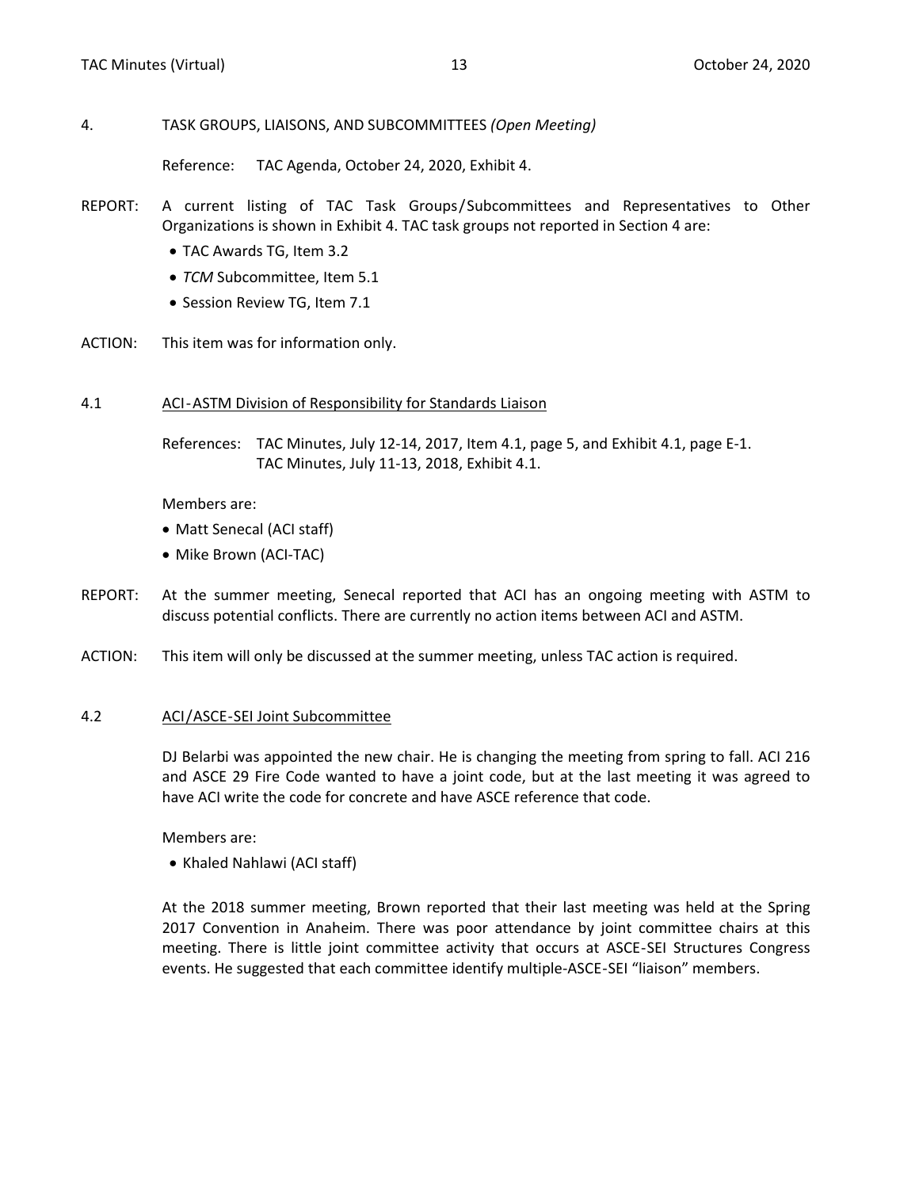4. TASK GROUPS, LIAISONS, AND SUBCOMMITTEES *(Open Meeting)*

Reference: TAC Agenda, October 24, 2020, Exhibit 4.

REPORT: A current listing of TAC Task Groups/Subcommittees and Representatives to Other Organizations is shown in Exhibit 4. TAC task groups not reported in Section 4 are:

- TAC Awards TG, Item 3.2
- *TCM* Subcommittee, Item 5.1
- Session Review TG, Item 7.1

ACTION: This item was for information only.

4.1 ACI-ASTM Division of Responsibility for Standards Liaison

References: TAC Minutes, July 12-14, 2017, Item 4.1, page 5, and Exhibit 4.1, page E-1.
TAC Minutes, July 11-13, 2018, Exhibit 4.1.

Members are:

- Matt Senecal (ACI staff)
- Mike Brown (ACI-TAC)

REPORT: At the summer meeting, Senecal reported that ACI has an ongoing meeting with ASTM to discuss potential conflicts. There are currently no action items between ACI and ASTM.

ACTION: This item will only be discussed at the summer meeting, unless TAC action is required.

4.2 ACI/ASCE-SEI Joint Subcommittee

DJ Belarbi was appointed the new chair. He is changing the meeting from spring to fall. ACI 216 and ASCE 29 Fire Code wanted to have a joint code, but at the last meeting it was agreed to have ACI write the code for concrete and have ASCE reference that code.

Members are:

- Khaled Nahlawi (ACI staff)

At the 2018 summer meeting, Brown reported that their last meeting was held at the Spring 2017 Convention in Anaheim. There was poor attendance by joint committee chairs at this meeting. There is little joint committee activity that occurs at ASCE-SEI Structures Congress events. He suggested that each committee identify multiple-ASCE-SEI "liaison" members.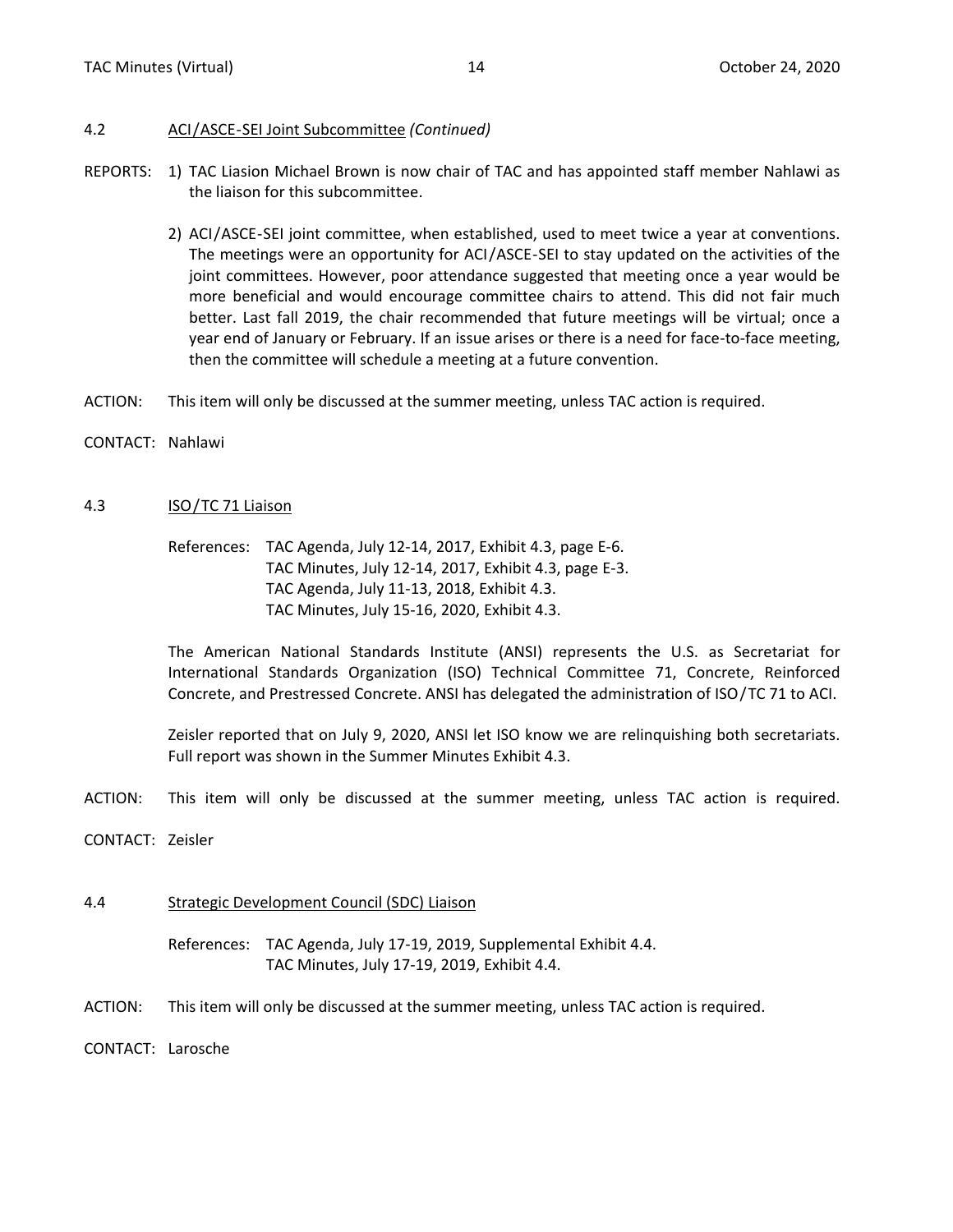### 4.2 ACI/ASCE-SEI Joint Subcommittee *(Continued)*

REPORTS: 1) TAC Liasion Michael Brown is now chair of TAC and has appointed staff member Nahlawi as the liaison for this subcommittee.

2) ACI/ASCE-SEI joint committee, when established, used to meet twice a year at conventions. The meetings were an opportunity for ACI/ASCE-SEI to stay updated on the activities of the joint committees. However, poor attendance suggested that meeting once a year would be more beneficial and would encourage committee chairs to attend. This did not fair much better. Last fall 2019, the chair recommended that future meetings will be virtual; once a year end of January or February. If an issue arises or there is a need for face-to-face meeting, then the committee will schedule a meeting at a future convention.

ACTION: This item will only be discussed at the summer meeting, unless TAC action is required.

CONTACT: Nahlawi

### 4.3 ISO/TC 71 Liaison

References: TAC Agenda, July 12-14, 2017, Exhibit 4.3, page E-6.
TAC Minutes, July 12-14, 2017, Exhibit 4.3, page E-3.
TAC Agenda, July 11-13, 2018, Exhibit 4.3.
TAC Minutes, July 15-16, 2020, Exhibit 4.3.

The American National Standards Institute (ANSI) represents the U.S. as Secretariat for International Standards Organization (ISO) Technical Committee 71, Concrete, Reinforced Concrete, and Prestressed Concrete. ANSI has delegated the administration of ISO/TC 71 to ACI.

Zeisler reported that on July 9, 2020, ANSI let ISO know we are relinquishing both secretariats. Full report was shown in the Summer Minutes Exhibit 4.3.

ACTION: This item will only be discussed at the summer meeting, unless TAC action is required.

CONTACT: Zeisler

### 4.4 Strategic Development Council (SDC) Liaison

References: TAC Agenda, July 17-19, 2019, Supplemental Exhibit 4.4.
TAC Minutes, July 17-19, 2019, Exhibit 4.4.

ACTION: This item will only be discussed at the summer meeting, unless TAC action is required.

CONTACT: Larosche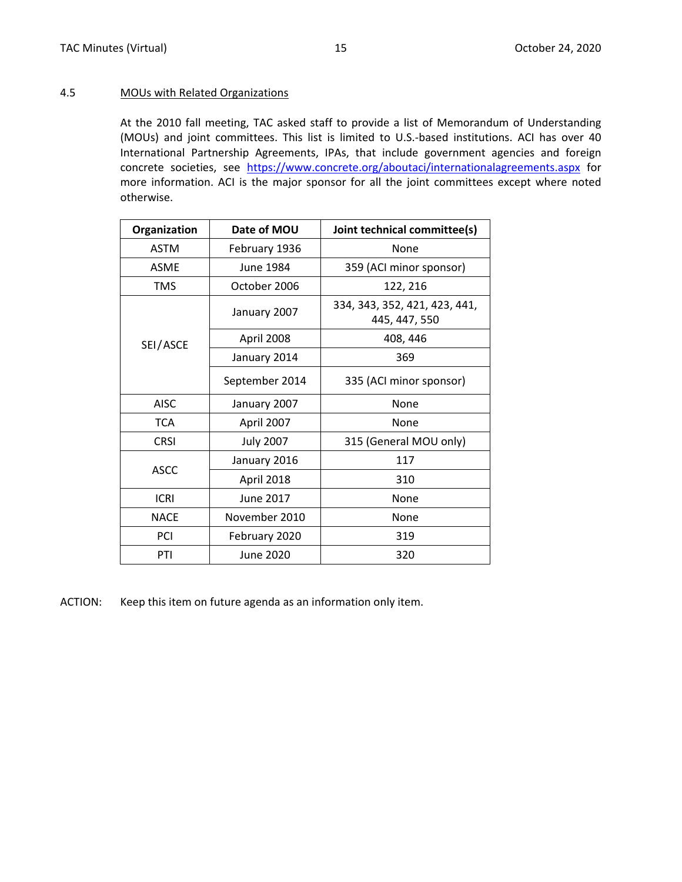## 4.5 MOUs with Related Organizations

At the 2010 fall meeting, TAC asked staff to provide a list of Memorandum of Understanding (MOUs) and joint committees. This list is limited to U.S.-based institutions. ACI has over 40 International Partnership Agreements, IPAs, that include government agencies and foreign concrete societies, see https://www.concrete.org/aboutaci/internationalagreements.aspx for more information. ACI is the major sponsor for all the joint committees except where noted otherwise.

| Organization | Date of MOU | Joint technical committee(s) |
|---|---|---|
| ASTM | February 1936 | None |
| ASME | June 1984 | 359 (ACI minor sponsor) |
| TMS | October 2006 | 122, 216 |
| SEI/ASCE | January 2007 | 334, 343, 352, 421, 423, 441, 445, 447, 550 |
| | April 2008 | 408, 446 |
| | January 2014 | 369 |
| | September 2014 | 335 (ACI minor sponsor) |
| AISC | January 2007 | None |
| TCA | April 2007 | None |
| CRSI | July 2007 | 315 (General MOU only) |
| ASCC | January 2016 | 117 |
| | April 2018 | 310 |
| ICRI | June 2017 | None |
| NACE | November 2010 | None |
| PCI | February 2020 | 319 |
| PTI | June 2020 | 320 |

ACTION: Keep this item on future agenda as an information only item.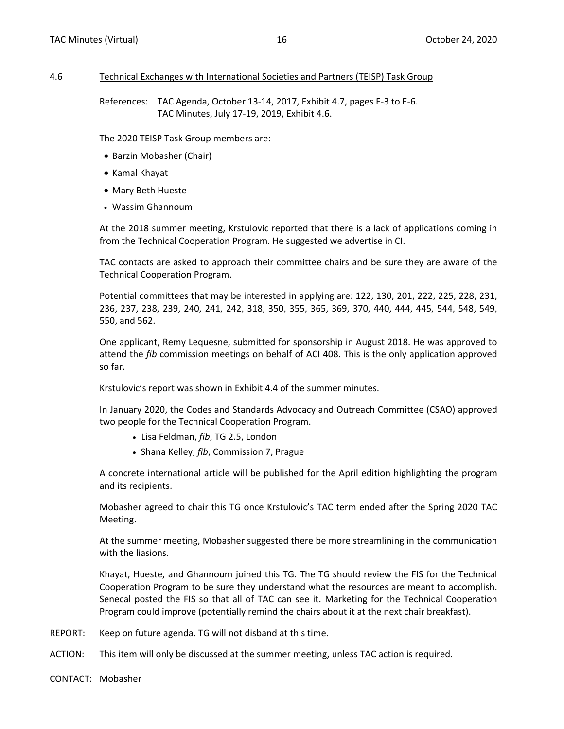## 4.6 Technical Exchanges with International Societies and Partners (TEISP) Task Group

References: TAC Agenda, October 13-14, 2017, Exhibit 4.7, pages E-3 to E-6.
TAC Minutes, July 17-19, 2019, Exhibit 4.6.

The 2020 TEISP Task Group members are:

- Barzin Mobasher (Chair)
- Kamal Khayat
- Mary Beth Hueste
- Wassim Ghannoum

At the 2018 summer meeting, Krstulovic reported that there is a lack of applications coming in from the Technical Cooperation Program. He suggested we advertise in CI.

TAC contacts are asked to approach their committee chairs and be sure they are aware of the Technical Cooperation Program.

Potential committees that may be interested in applying are: 122, 130, 201, 222, 225, 228, 231, 236, 237, 238, 239, 240, 241, 242, 318, 350, 355, 365, 369, 370, 440, 444, 445, 544, 548, 549, 550, and 562.

One applicant, Remy Lequesne, submitted for sponsorship in August 2018. He was approved to attend the *fib* commission meetings on behalf of ACI 408. This is the only application approved so far.

Krstulovic's report was shown in Exhibit 4.4 of the summer minutes.

In January 2020, the Codes and Standards Advocacy and Outreach Committee (CSAO) approved two people for the Technical Cooperation Program.

- Lisa Feldman, *fib*, TG 2.5, London
- Shana Kelley, *fib*, Commission 7, Prague

A concrete international article will be published for the April edition highlighting the program and its recipients.

Mobasher agreed to chair this TG once Krstulovic's TAC term ended after the Spring 2020 TAC Meeting.

At the summer meeting, Mobasher suggested there be more streamlining in the communication with the liasions.

Khayat, Hueste, and Ghannoum joined this TG. The TG should review the FIS for the Technical Cooperation Program to be sure they understand what the resources are meant to accomplish. Senecal posted the FIS so that all of TAC can see it. Marketing for the Technical Cooperation Program could improve (potentially remind the chairs about it at the next chair breakfast).

REPORT: Keep on future agenda. TG will not disband at this time.

ACTION: This item will only be discussed at the summer meeting, unless TAC action is required.

CONTACT: Mobasher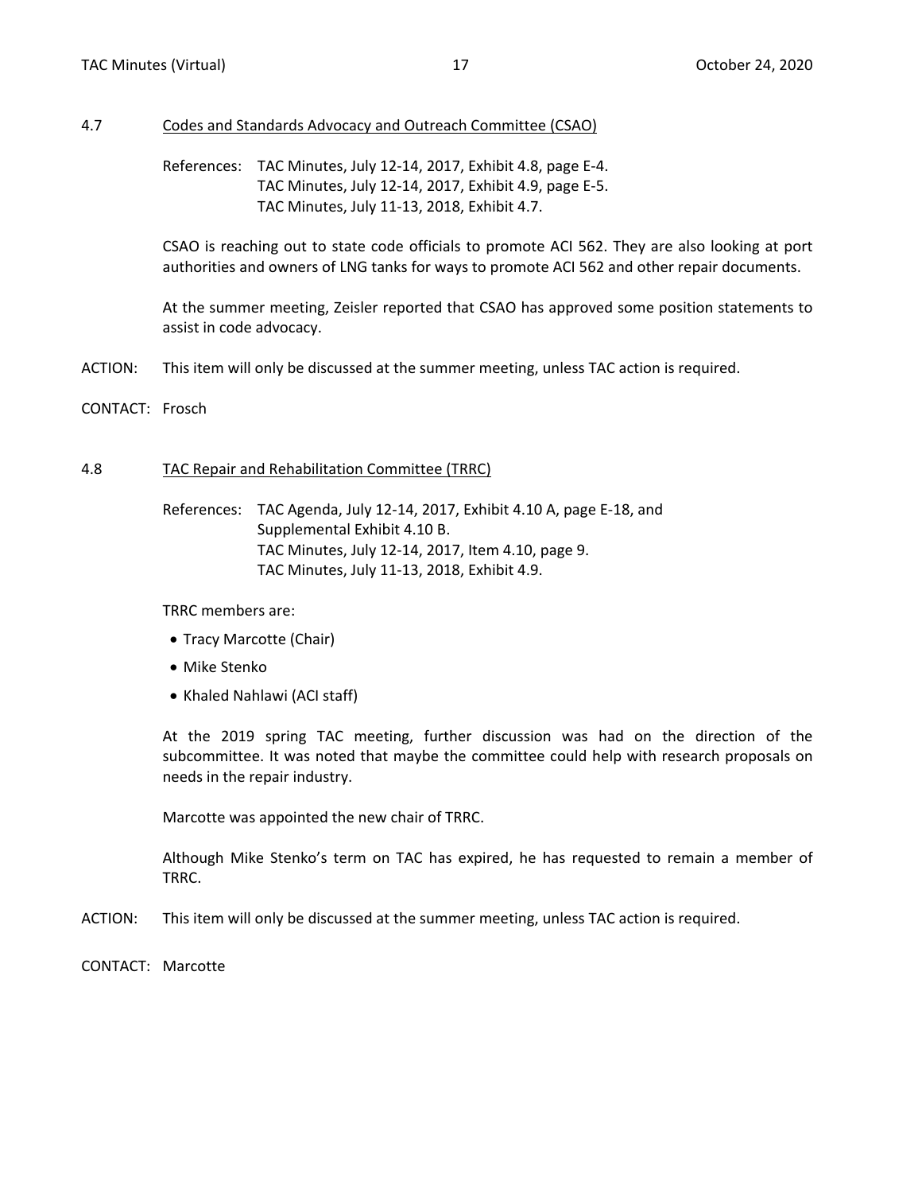## 4.7 Codes and Standards Advocacy and Outreach Committee (CSAO)

References: TAC Minutes, July 12-14, 2017, Exhibit 4.8, page E-4.
TAC Minutes, July 12-14, 2017, Exhibit 4.9, page E-5.
TAC Minutes, July 11-13, 2018, Exhibit 4.7.

CSAO is reaching out to state code officials to promote ACI 562. They are also looking at port authorities and owners of LNG tanks for ways to promote ACI 562 and other repair documents.

At the summer meeting, Zeisler reported that CSAO has approved some position statements to assist in code advocacy.

ACTION: This item will only be discussed at the summer meeting, unless TAC action is required.

CONTACT: Frosch

## 4.8 TAC Repair and Rehabilitation Committee (TRRC)

References: TAC Agenda, July 12-14, 2017, Exhibit 4.10 A, page E-18, and Supplemental Exhibit 4.10 B.
TAC Minutes, July 12-14, 2017, Item 4.10, page 9.
TAC Minutes, July 11-13, 2018, Exhibit 4.9.

TRRC members are:

- Tracy Marcotte (Chair)
- Mike Stenko
- Khaled Nahlawi (ACI staff)

At the 2019 spring TAC meeting, further discussion was had on the direction of the subcommittee. It was noted that maybe the committee could help with research proposals on needs in the repair industry.

Marcotte was appointed the new chair of TRRC.

Although Mike Stenko's term on TAC has expired, he has requested to remain a member of TRRC.

ACTION: This item will only be discussed at the summer meeting, unless TAC action is required.

CONTACT: Marcotte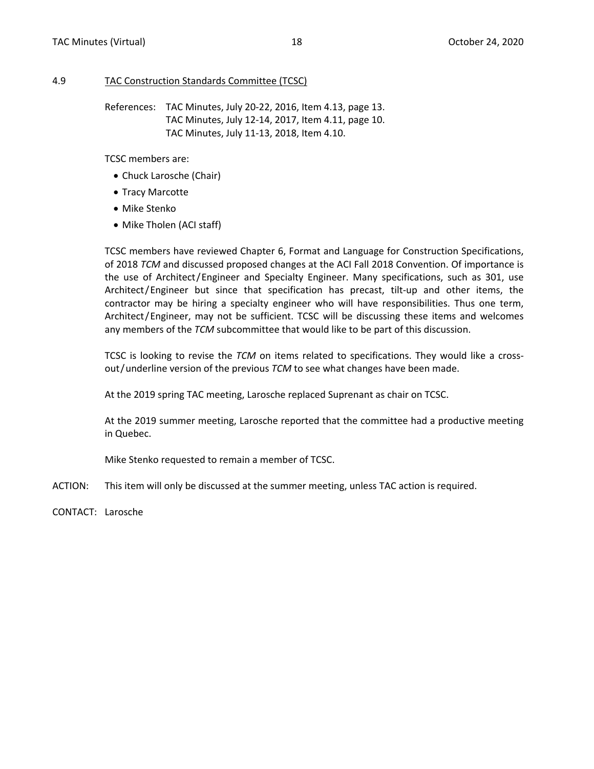4.9 <u>TAC Construction Standards Committee (TCSC)</u>

References: TAC Minutes, July 20-22, 2016, Item 4.13, page 13.
TAC Minutes, July 12-14, 2017, Item 4.11, page 10.
TAC Minutes, July 11-13, 2018, Item 4.10.

TCSC members are:

- Chuck Larosche (Chair)
- Tracy Marcotte
- Mike Stenko
- Mike Tholen (ACI staff)

TCSC members have reviewed Chapter 6, Format and Language for Construction Specifications, of 2018 *TCM* and discussed proposed changes at the ACI Fall 2018 Convention. Of importance is the use of Architect/Engineer and Specialty Engineer. Many specifications, such as 301, use Architect/Engineer but since that specification has precast, tilt-up and other items, the contractor may be hiring a specialty engineer who will have responsibilities. Thus one term, Architect/Engineer, may not be sufficient. TCSC will be discussing these items and welcomes any members of the *TCM* subcommittee that would like to be part of this discussion.

TCSC is looking to revise the *TCM* on items related to specifications. They would like a cross-out/underline version of the previous *TCM* to see what changes have been made.

At the 2019 spring TAC meeting, Larosche replaced Suprenant as chair on TCSC.

At the 2019 summer meeting, Larosche reported that the committee had a productive meeting in Quebec.

Mike Stenko requested to remain a member of TCSC.

ACTION: This item will only be discussed at the summer meeting, unless TAC action is required.

CONTACT: Larosche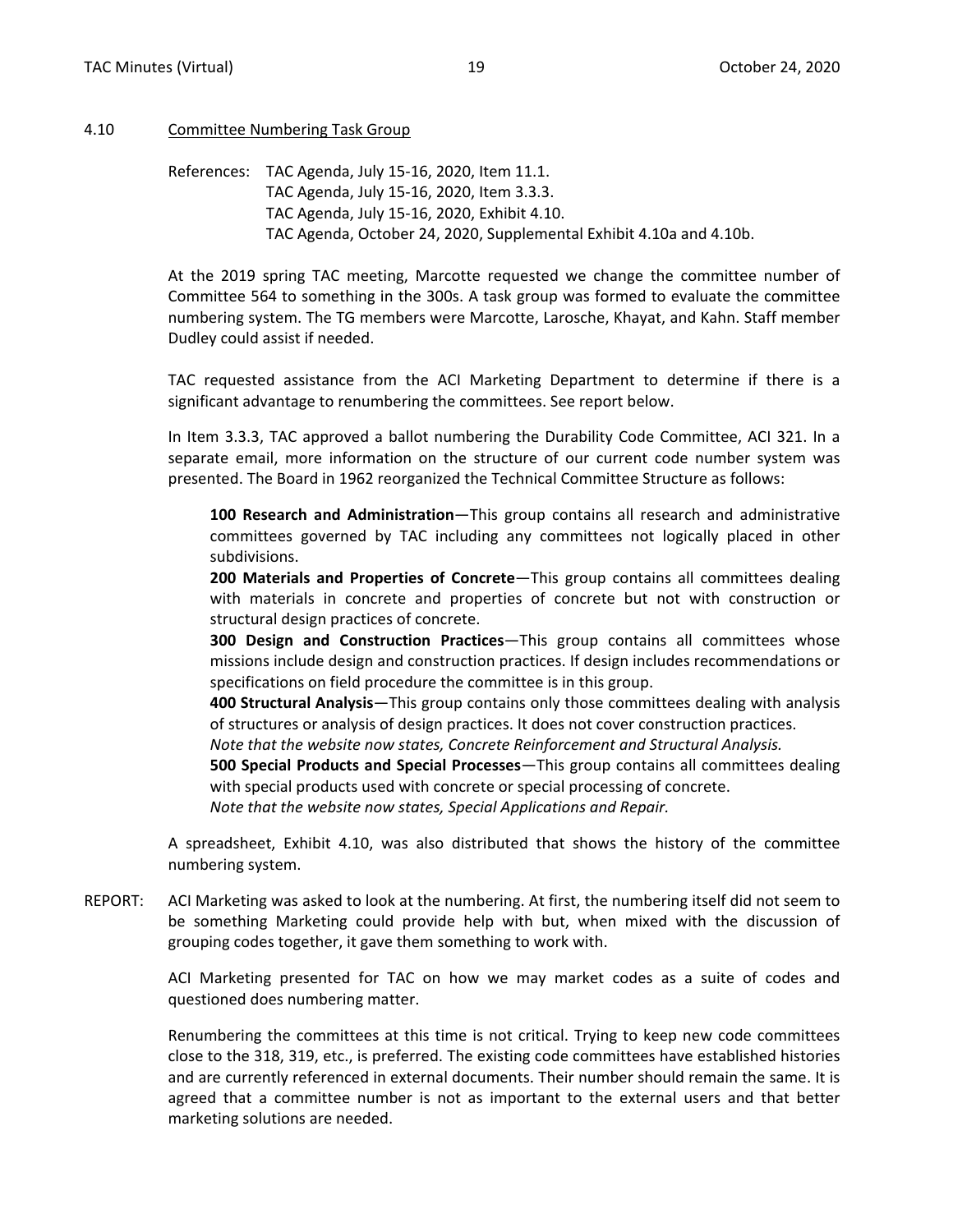## 4.10 Committee Numbering Task Group

References: TAC Agenda, July 15-16, 2020, Item 11.1.
TAC Agenda, July 15-16, 2020, Item 3.3.3.
TAC Agenda, July 15-16, 2020, Exhibit 4.10.
TAC Agenda, October 24, 2020, Supplemental Exhibit 4.10a and 4.10b.

At the 2019 spring TAC meeting, Marcotte requested we change the committee number of Committee 564 to something in the 300s. A task group was formed to evaluate the committee numbering system. The TG members were Marcotte, Larosche, Khayat, and Kahn. Staff member Dudley could assist if needed.

TAC requested assistance from the ACI Marketing Department to determine if there is a significant advantage to renumbering the committees. See report below.

In Item 3.3.3, TAC approved a ballot numbering the Durability Code Committee, ACI 321. In a separate email, more information on the structure of our current code number system was presented. The Board in 1962 reorganized the Technical Committee Structure as follows:

**100 Research and Administration**—This group contains all research and administrative committees governed by TAC including any committees not logically placed in other subdivisions.

**200 Materials and Properties of Concrete**—This group contains all committees dealing with materials in concrete and properties of concrete but not with construction or structural design practices of concrete.

**300 Design and Construction Practices**—This group contains all committees whose missions include design and construction practices. If design includes recommendations or specifications on field procedure the committee is in this group.

**400 Structural Analysis**—This group contains only those committees dealing with analysis of structures or analysis of design practices. It does not cover construction practices.
*Note that the website now states, Concrete Reinforcement and Structural Analysis.*

**500 Special Products and Special Processes**—This group contains all committees dealing with special products used with concrete or special processing of concrete.
*Note that the website now states, Special Applications and Repair.*

A spreadsheet, Exhibit 4.10, was also distributed that shows the history of the committee numbering system.

REPORT: ACI Marketing was asked to look at the numbering. At first, the numbering itself did not seem to be something Marketing could provide help with but, when mixed with the discussion of grouping codes together, it gave them something to work with.

ACI Marketing presented for TAC on how we may market codes as a suite of codes and questioned does numbering matter.

Renumbering the committees at this time is not critical. Trying to keep new code committees close to the 318, 319, etc., is preferred. The existing code committees have established histories and are currently referenced in external documents. Their number should remain the same. It is agreed that a committee number is not as important to the external users and that better marketing solutions are needed.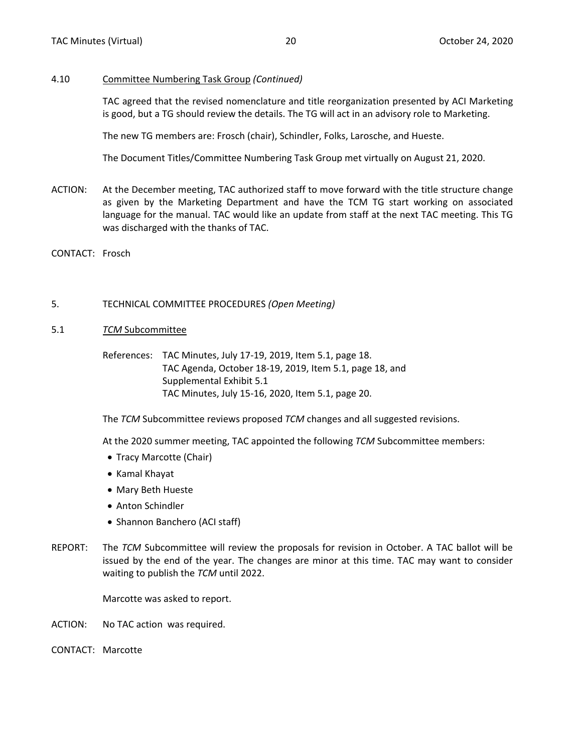### 4.10 Committee Numbering Task Group *(Continued)*

TAC agreed that the revised nomenclature and title reorganization presented by ACI Marketing is good, but a TG should review the details. The TG will act in an advisory role to Marketing.

The new TG members are: Frosch (chair), Schindler, Folks, Larosche, and Hueste.

The Document Titles/Committee Numbering Task Group met virtually on August 21, 2020.

ACTION: At the December meeting, TAC authorized staff to move forward with the title structure change as given by the Marketing Department and have the TCM TG start working on associated language for the manual. TAC would like an update from staff at the next TAC meeting. This TG was discharged with the thanks of TAC.

CONTACT: Frosch

## 5. TECHNICAL COMMITTEE PROCEDURES *(Open Meeting)*

### 5.1 *TCM* Subcommittee

References: TAC Minutes, July 17-19, 2019, Item 5.1, page 18.
TAC Agenda, October 18-19, 2019, Item 5.1, page 18, and Supplemental Exhibit 5.1
TAC Minutes, July 15-16, 2020, Item 5.1, page 20.

The *TCM* Subcommittee reviews proposed *TCM* changes and all suggested revisions.

At the 2020 summer meeting, TAC appointed the following *TCM* Subcommittee members:

- Tracy Marcotte (Chair)
- Kamal Khayat
- Mary Beth Hueste
- Anton Schindler
- Shannon Banchero (ACI staff)

REPORT: The *TCM* Subcommittee will review the proposals for revision in October. A TAC ballot will be issued by the end of the year. The changes are minor at this time. TAC may want to consider waiting to publish the *TCM* until 2022.

Marcotte was asked to report.

ACTION: No TAC action was required.

CONTACT: Marcotte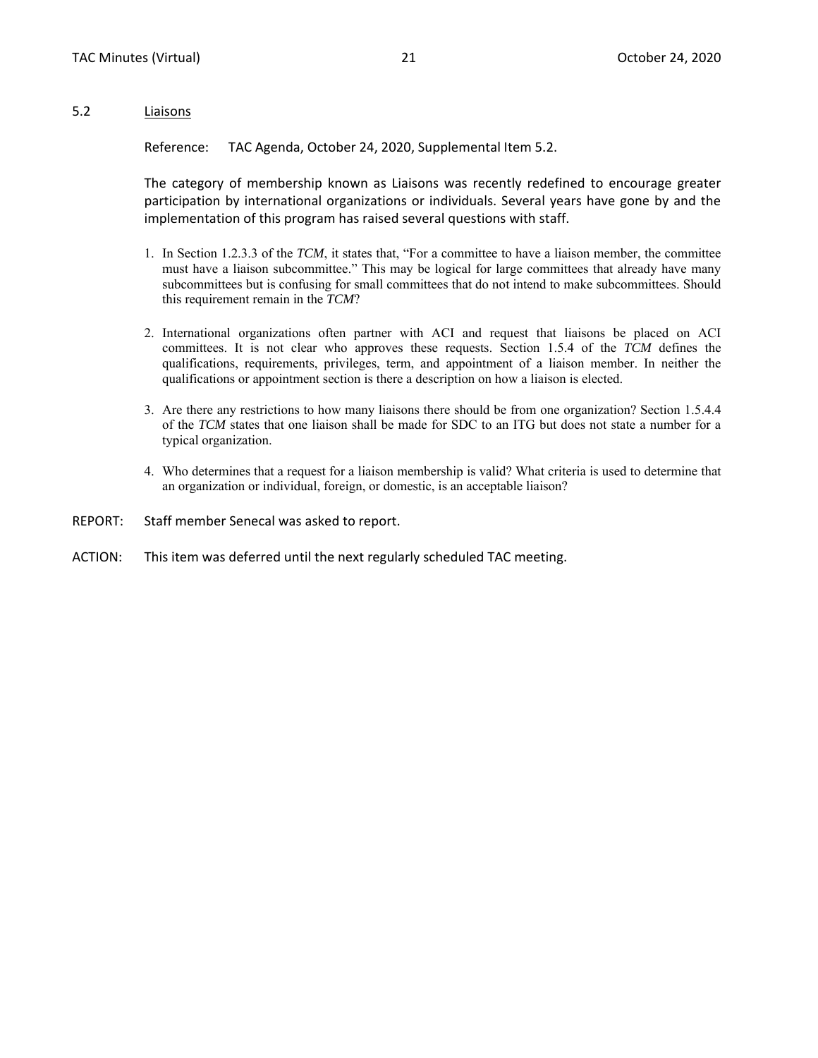## 5.2 Liaisons

Reference: TAC Agenda, October 24, 2020, Supplemental Item 5.2.

The category of membership known as Liaisons was recently redefined to encourage greater participation by international organizations or individuals. Several years have gone by and the implementation of this program has raised several questions with staff.

1. In Section 1.2.3.3 of the *TCM*, it states that, "For a committee to have a liaison member, the committee must have a liaison subcommittee." This may be logical for large committees that already have many subcommittees but is confusing for small committees that do not intend to make subcommittees. Should this requirement remain in the *TCM*?

2. International organizations often partner with ACI and request that liaisons be placed on ACI committees. It is not clear who approves these requests. Section 1.5.4 of the *TCM* defines the qualifications, requirements, privileges, term, and appointment of a liaison member. In neither the qualifications or appointment section is there a description on how a liaison is elected.

3. Are there any restrictions to how many liaisons there should be from one organization? Section 1.5.4.4 of the *TCM* states that one liaison shall be made for SDC to an ITG but does not state a number for a typical organization.

4. Who determines that a request for a liaison membership is valid? What criteria is used to determine that an organization or individual, foreign, or domestic, is an acceptable liaison?

REPORT: Staff member Senecal was asked to report.

ACTION: This item was deferred until the next regularly scheduled TAC meeting.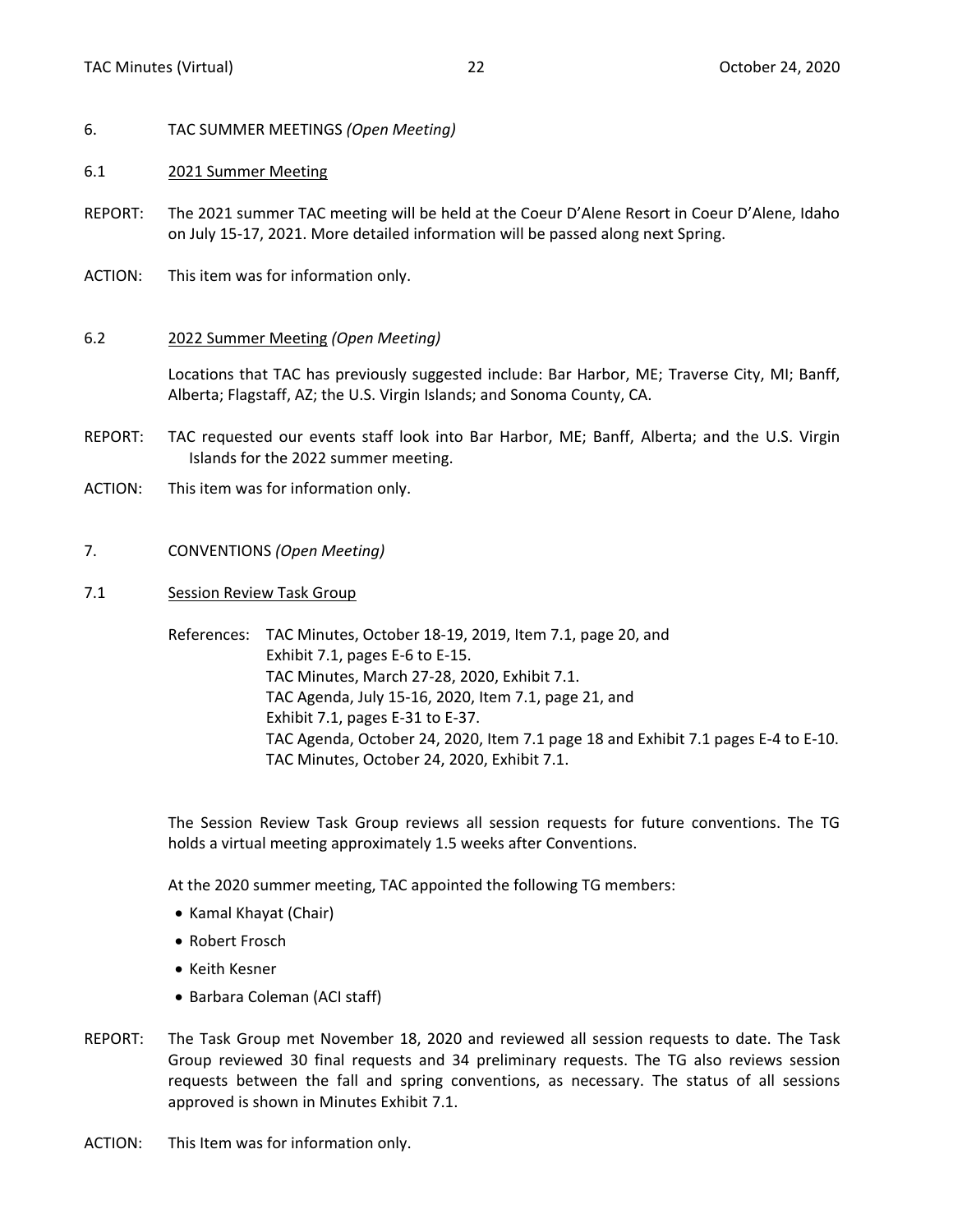## 6. TAC SUMMER MEETINGS *(Open Meeting)*

### 6.1 2021 Summer Meeting

REPORT: The 2021 summer TAC meeting will be held at the Coeur D'Alene Resort in Coeur D'Alene, Idaho on July 15-17, 2021. More detailed information will be passed along next Spring.

ACTION: This item was for information only.

### 6.2 2022 Summer Meeting *(Open Meeting)*

Locations that TAC has previously suggested include: Bar Harbor, ME; Traverse City, MI; Banff, Alberta; Flagstaff, AZ; the U.S. Virgin Islands; and Sonoma County, CA.

REPORT: TAC requested our events staff look into Bar Harbor, ME; Banff, Alberta; and the U.S. Virgin Islands for the 2022 summer meeting.

ACTION: This item was for information only.

## 7. CONVENTIONS *(Open Meeting)*

### 7.1 Session Review Task Group

References: TAC Minutes, October 18-19, 2019, Item 7.1, page 20, and Exhibit 7.1, pages E-6 to E-15.
TAC Minutes, March 27-28, 2020, Exhibit 7.1.
TAC Agenda, July 15-16, 2020, Item 7.1, page 21, and Exhibit 7.1, pages E-31 to E-37.
TAC Agenda, October 24, 2020, Item 7.1 page 18 and Exhibit 7.1 pages E-4 to E-10.
TAC Minutes, October 24, 2020, Exhibit 7.1.

The Session Review Task Group reviews all session requests for future conventions. The TG holds a virtual meeting approximately 1.5 weeks after Conventions.

At the 2020 summer meeting, TAC appointed the following TG members:

- Kamal Khayat (Chair)
- Robert Frosch
- Keith Kesner
- Barbara Coleman (ACI staff)

REPORT: The Task Group met November 18, 2020 and reviewed all session requests to date. The Task Group reviewed 30 final requests and 34 preliminary requests. The TG also reviews session requests between the fall and spring conventions, as necessary. The status of all sessions approved is shown in Minutes Exhibit 7.1.

ACTION: This Item was for information only.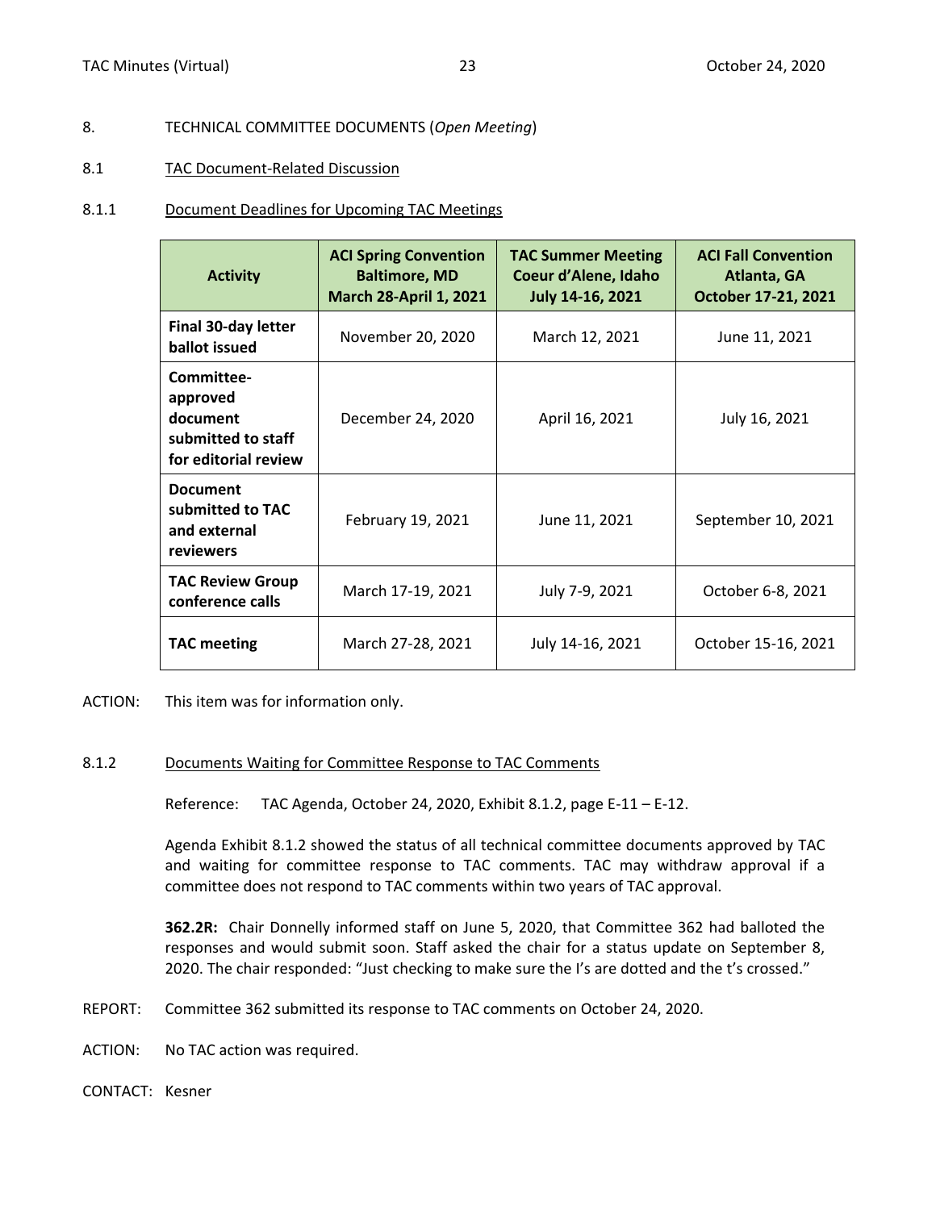## 8. TECHNICAL COMMITTEE DOCUMENTS (*Open Meeting*)

### 8.1 TAC Document-Related Discussion

#### 8.1.1 Document Deadlines for Upcoming TAC Meetings

| Activity | ACI Spring Convention Baltimore, MD March 28-April 1, 2021 | TAC Summer Meeting Coeur d'Alene, Idaho July 14-16, 2021 | ACI Fall Convention Atlanta, GA October 17-21, 2021 |
|---|---|---|---|
| **Final 30-day letter ballot issued** | November 20, 2020 | March 12, 2021 | June 11, 2021 |
| **Committee-approved document submitted to staff for editorial review** | December 24, 2020 | April 16, 2021 | July 16, 2021 |
| **Document submitted to TAC and external reviewers** | February 19, 2021 | June 11, 2021 | September 10, 2021 |
| **TAC Review Group conference calls** | March 17-19, 2021 | July 7-9, 2021 | October 6-8, 2021 |
| **TAC meeting** | March 27-28, 2021 | July 14-16, 2021 | October 15-16, 2021 |

ACTION: This item was for information only.

#### 8.1.2 Documents Waiting for Committee Response to TAC Comments

Reference: TAC Agenda, October 24, 2020, Exhibit 8.1.2, page E-11 – E-12.

Agenda Exhibit 8.1.2 showed the status of all technical committee documents approved by TAC and waiting for committee response to TAC comments. TAC may withdraw approval if a committee does not respond to TAC comments within two years of TAC approval.

**362.2R:** Chair Donnelly informed staff on June 5, 2020, that Committee 362 had balloted the responses and would submit soon. Staff asked the chair for a status update on September 8, 2020. The chair responded: "Just checking to make sure the I's are dotted and the t's crossed."

REPORT: Committee 362 submitted its response to TAC comments on October 24, 2020.

ACTION: No TAC action was required.

CONTACT: Kesner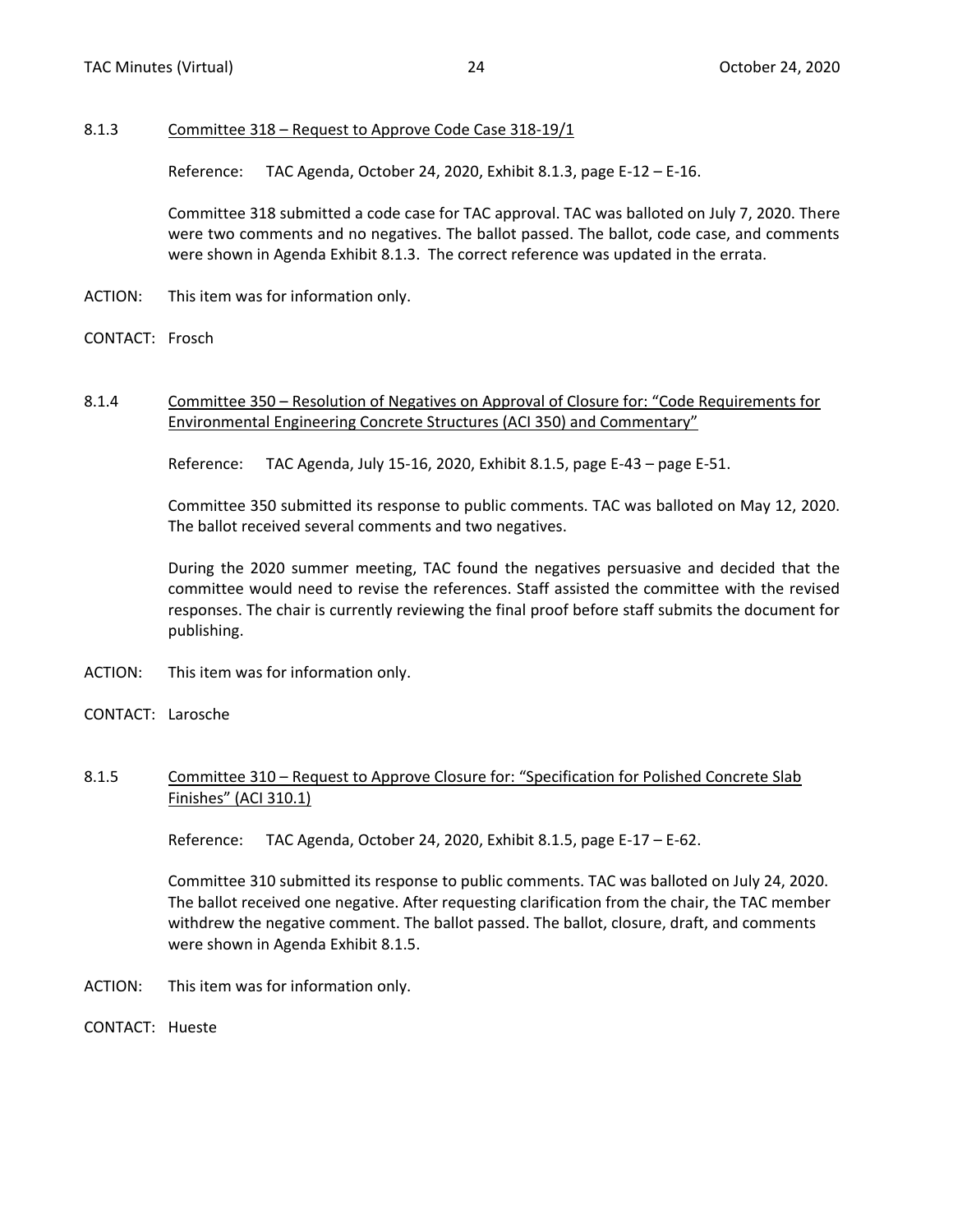### 8.1.3 Committee 318 – Request to Approve Code Case 318-19/1

Reference: TAC Agenda, October 24, 2020, Exhibit 8.1.3, page E-12 – E-16.

Committee 318 submitted a code case for TAC approval. TAC was balloted on July 7, 2020. There were two comments and no negatives. The ballot passed. The ballot, code case, and comments were shown in Agenda Exhibit 8.1.3. The correct reference was updated in the errata.

ACTION: This item was for information only.

CONTACT: Frosch

### 8.1.4 Committee 350 – Resolution of Negatives on Approval of Closure for: "Code Requirements for Environmental Engineering Concrete Structures (ACI 350) and Commentary"

Reference: TAC Agenda, July 15-16, 2020, Exhibit 8.1.5, page E-43 – page E-51.

Committee 350 submitted its response to public comments. TAC was balloted on May 12, 2020. The ballot received several comments and two negatives.

During the 2020 summer meeting, TAC found the negatives persuasive and decided that the committee would need to revise the references. Staff assisted the committee with the revised responses. The chair is currently reviewing the final proof before staff submits the document for publishing.

ACTION: This item was for information only.

CONTACT: Larosche

### 8.1.5 Committee 310 – Request to Approve Closure for: "Specification for Polished Concrete Slab Finishes" (ACI 310.1)

Reference: TAC Agenda, October 24, 2020, Exhibit 8.1.5, page E-17 – E-62.

Committee 310 submitted its response to public comments. TAC was balloted on July 24, 2020. The ballot received one negative. After requesting clarification from the chair, the TAC member withdrew the negative comment. The ballot passed. The ballot, closure, draft, and comments were shown in Agenda Exhibit 8.1.5.

ACTION: This item was for information only.

CONTACT: Hueste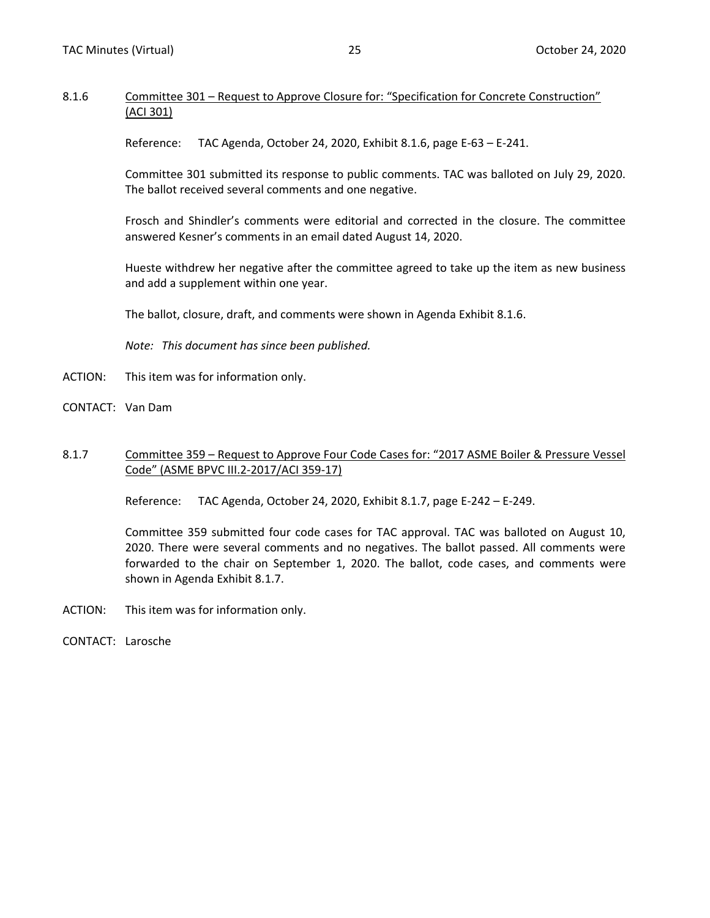8.1.6 Committee 301 – Request to Approve Closure for: "Specification for Concrete Construction" (ACI 301)

Reference: TAC Agenda, October 24, 2020, Exhibit 8.1.6, page E-63 – E-241.

Committee 301 submitted its response to public comments. TAC was balloted on July 29, 2020. The ballot received several comments and one negative.

Frosch and Shindler's comments were editorial and corrected in the closure. The committee answered Kesner's comments in an email dated August 14, 2020.

Hueste withdrew her negative after the committee agreed to take up the item as new business and add a supplement within one year.

The ballot, closure, draft, and comments were shown in Agenda Exhibit 8.1.6.

*Note: This document has since been published.*

ACTION: This item was for information only.

CONTACT: Van Dam

8.1.7 Committee 359 – Request to Approve Four Code Cases for: "2017 ASME Boiler & Pressure Vessel Code" (ASME BPVC III.2-2017/ACI 359-17)

Reference: TAC Agenda, October 24, 2020, Exhibit 8.1.7, page E-242 – E-249.

Committee 359 submitted four code cases for TAC approval. TAC was balloted on August 10, 2020. There were several comments and no negatives. The ballot passed. All comments were forwarded to the chair on September 1, 2020. The ballot, code cases, and comments were shown in Agenda Exhibit 8.1.7.

ACTION: This item was for information only.

CONTACT: Larosche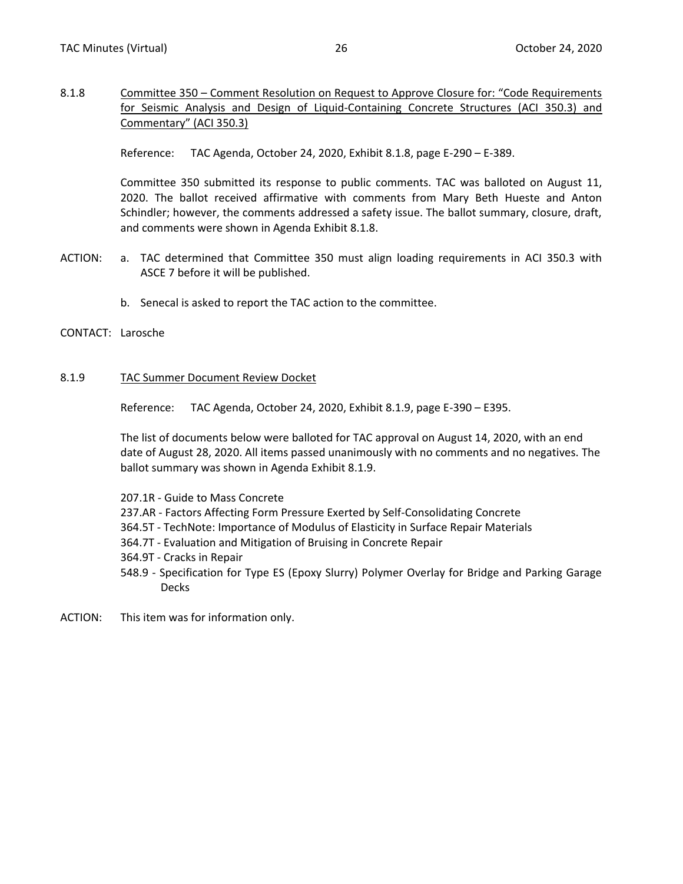8.1.8 Committee 350 – Comment Resolution on Request to Approve Closure for: "Code Requirements for Seismic Analysis and Design of Liquid-Containing Concrete Structures (ACI 350.3) and Commentary" (ACI 350.3)

Reference: TAC Agenda, October 24, 2020, Exhibit 8.1.8, page E-290 – E-389.

Committee 350 submitted its response to public comments. TAC was balloted on August 11, 2020. The ballot received affirmative with comments from Mary Beth Hueste and Anton Schindler; however, the comments addressed a safety issue. The ballot summary, closure, draft, and comments were shown in Agenda Exhibit 8.1.8.

ACTION:

a. TAC determined that Committee 350 must align loading requirements in ACI 350.3 with ASCE 7 before it will be published.

b. Senecal is asked to report the TAC action to the committee.

CONTACT: Larosche

8.1.9 TAC Summer Document Review Docket

Reference: TAC Agenda, October 24, 2020, Exhibit 8.1.9, page E-390 – E395.

The list of documents below were balloted for TAC approval on August 14, 2020, with an end date of August 28, 2020. All items passed unanimously with no comments and no negatives. The ballot summary was shown in Agenda Exhibit 8.1.9.

207.1R - Guide to Mass Concrete
237.AR - Factors Affecting Form Pressure Exerted by Self-Consolidating Concrete
364.5T - TechNote: Importance of Modulus of Elasticity in Surface Repair Materials
364.7T - Evaluation and Mitigation of Bruising in Concrete Repair
364.9T - Cracks in Repair
548.9 - Specification for Type ES (Epoxy Slurry) Polymer Overlay for Bridge and Parking Garage Decks

ACTION: This item was for information only.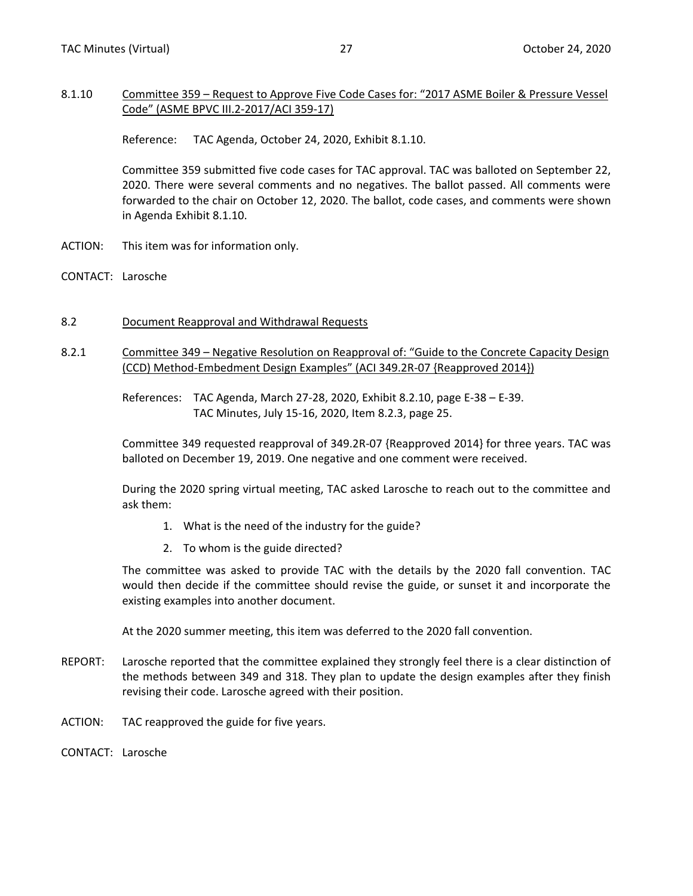8.1.10 <u>Committee 359 – Request to Approve Five Code Cases for: "2017 ASME Boiler & Pressure Vessel Code" (ASME BPVC III.2-2017/ACI 359-17)</u>

Reference: TAC Agenda, October 24, 2020, Exhibit 8.1.10.

Committee 359 submitted five code cases for TAC approval. TAC was balloted on September 22, 2020. There were several comments and no negatives. The ballot passed. All comments were forwarded to the chair on October 12, 2020. The ballot, code cases, and comments were shown in Agenda Exhibit 8.1.10.

ACTION: This item was for information only.

CONTACT: Larosche

8.2 <u>Document Reapproval and Withdrawal Requests</u>

8.2.1 <u>Committee 349 – Negative Resolution on Reapproval of: "Guide to the Concrete Capacity Design (CCD) Method-Embedment Design Examples" (ACI 349.2R-07 {Reapproved 2014})</u>

References: TAC Agenda, March 27-28, 2020, Exhibit 8.2.10, page E-38 – E-39.
TAC Minutes, July 15-16, 2020, Item 8.2.3, page 25.

Committee 349 requested reapproval of 349.2R-07 {Reapproved 2014} for three years. TAC was balloted on December 19, 2019. One negative and one comment were received.

During the 2020 spring virtual meeting, TAC asked Larosche to reach out to the committee and ask them:

1. What is the need of the industry for the guide?
2. To whom is the guide directed?

The committee was asked to provide TAC with the details by the 2020 fall convention. TAC would then decide if the committee should revise the guide, or sunset it and incorporate the existing examples into another document.

At the 2020 summer meeting, this item was deferred to the 2020 fall convention.

REPORT: Larosche reported that the committee explained they strongly feel there is a clear distinction of the methods between 349 and 318. They plan to update the design examples after they finish revising their code. Larosche agreed with their position.

ACTION: TAC reapproved the guide for five years.

CONTACT: Larosche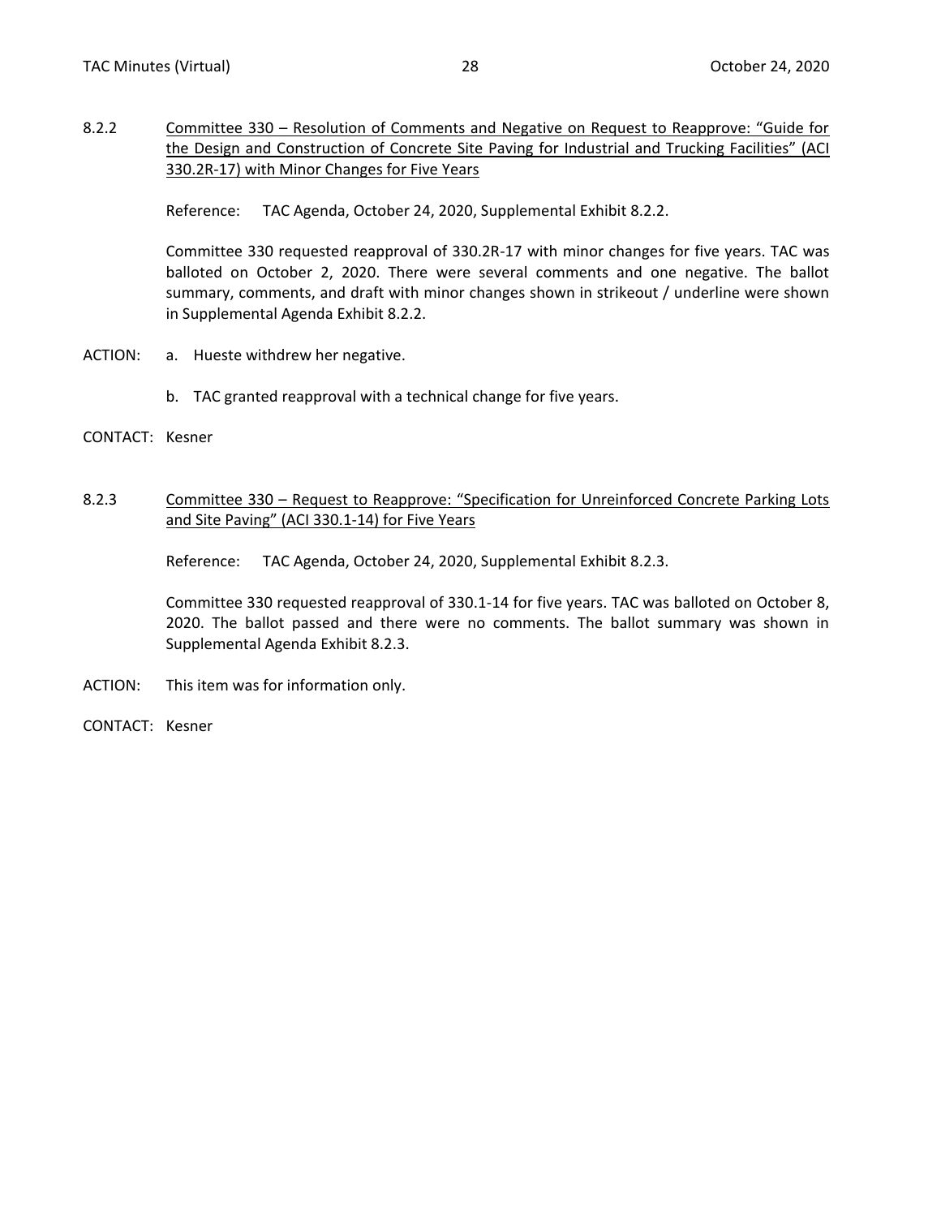8.2.2 Committee 330 – Resolution of Comments and Negative on Request to Reapprove: "Guide for the Design and Construction of Concrete Site Paving for Industrial and Trucking Facilities" (ACI 330.2R-17) with Minor Changes for Five Years

Reference: TAC Agenda, October 24, 2020, Supplemental Exhibit 8.2.2.

Committee 330 requested reapproval of 330.2R-17 with minor changes for five years. TAC was balloted on October 2, 2020. There were several comments and one negative. The ballot summary, comments, and draft with minor changes shown in strikeout / underline were shown in Supplemental Agenda Exhibit 8.2.2.

ACTION: a. Hueste withdrew her negative.

b. TAC granted reapproval with a technical change for five years.

CONTACT: Kesner

8.2.3 Committee 330 – Request to Reapprove: "Specification for Unreinforced Concrete Parking Lots and Site Paving" (ACI 330.1-14) for Five Years

Reference: TAC Agenda, October 24, 2020, Supplemental Exhibit 8.2.3.

Committee 330 requested reapproval of 330.1-14 for five years. TAC was balloted on October 8, 2020. The ballot passed and there were no comments. The ballot summary was shown in Supplemental Agenda Exhibit 8.2.3.

ACTION: This item was for information only.

CONTACT: Kesner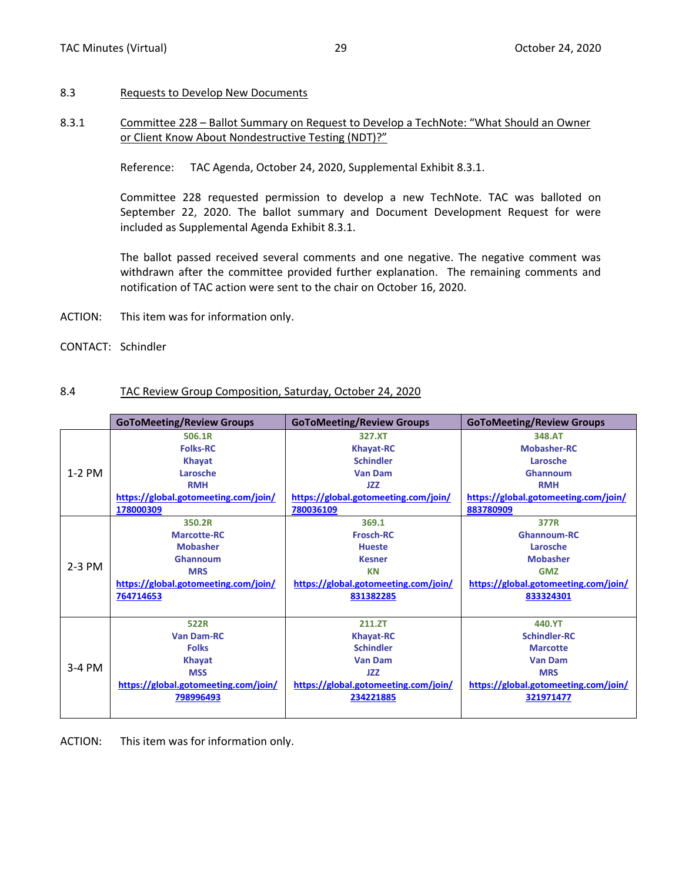## 8.3 Requests to Develop New Documents

### 8.3.1 Committee 228 – Ballot Summary on Request to Develop a TechNote: “What Should an Owner or Client Know About Nondestructive Testing (NDT)?”

Reference: TAC Agenda, October 24, 2020, Supplemental Exhibit 8.3.1.

Committee 228 requested permission to develop a new TechNote. TAC was balloted on September 22, 2020. The ballot summary and Document Development Request for were included as Supplemental Agenda Exhibit 8.3.1.

The ballot passed received several comments and one negative. The negative comment was withdrawn after the committee provided further explanation. The remaining comments and notification of TAC action were sent to the chair on October 16, 2020.

ACTION: This item was for information only.

CONTACT: Schindler

## 8.4 TAC Review Group Composition, Saturday, October 24, 2020

| | GoToMeeting/Review Groups | GoToMeeting/Review Groups | GoToMeeting/Review Groups |
|---|---|---|---|
| 1-2 PM | 506.1R<br>Folks-RC<br>Khayat<br>Larosche<br>RMH<br>https://global.gotomeeting.com/join/178000309 | 327.XT<br>Khayat-RC<br>Schindler<br>Van Dam<br>JZZ<br>https://global.gotomeeting.com/join/780036109 | 348.AT<br>Mobasher-RC<br>Larosche<br>Ghannoum<br>RMH<br>https://global.gotomeeting.com/join/883780909 |
| 2-3 PM | 350.2R<br>Marcotte-RC<br>Mobasher<br>Ghannoum<br>MRS<br>https://global.gotomeeting.com/join/764714653 | 369.1<br>Frosch-RC<br>Hueste<br>Kesner<br>KN<br>https://global.gotomeeting.com/join/831382285 | 377R<br>Ghannoum-RC<br>Larosche<br>Mobasher<br>GMZ<br>https://global.gotomeeting.com/join/833324301 |
| 3-4 PM | 522R<br>Van Dam-RC<br>Folks<br>Khayat<br>MSS<br>https://global.gotomeeting.com/join/798996493 | 211.ZT<br>Khayat-RC<br>Schindler<br>Van Dam<br>JZZ<br>https://global.gotomeeting.com/join/234221885 | 440.YT<br>Schindler-RC<br>Marcotte<br>Van Dam<br>MRS<br>https://global.gotomeeting.com/join/321971477 |

ACTION: This item was for information only.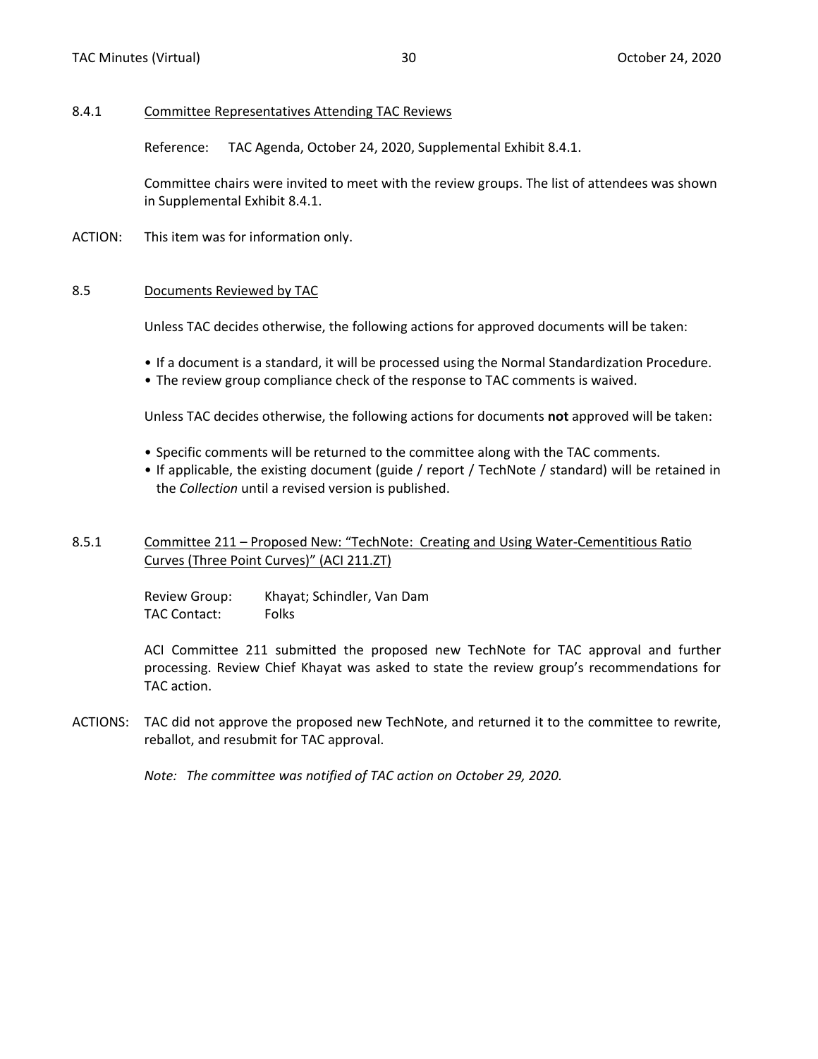### 8.4.1 Committee Representatives Attending TAC Reviews

Reference: TAC Agenda, October 24, 2020, Supplemental Exhibit 8.4.1.

Committee chairs were invited to meet with the review groups. The list of attendees was shown in Supplemental Exhibit 8.4.1.

ACTION: This item was for information only.

### 8.5 Documents Reviewed by TAC

Unless TAC decides otherwise, the following actions for approved documents will be taken:

- If a document is a standard, it will be processed using the Normal Standardization Procedure.
- The review group compliance check of the response to TAC comments is waived.

Unless TAC decides otherwise, the following actions for documents **not** approved will be taken:

- Specific comments will be returned to the committee along with the TAC comments.
- If applicable, the existing document (guide / report / TechNote / standard) will be retained in the *Collection* until a revised version is published.

### 8.5.1 Committee 211 – Proposed New: "TechNote: Creating and Using Water-Cementitious Ratio Curves (Three Point Curves)" (ACI 211.ZT)

Review Group: Khayat; Schindler, Van Dam
TAC Contact: Folks

ACI Committee 211 submitted the proposed new TechNote for TAC approval and further processing. Review Chief Khayat was asked to state the review group's recommendations for TAC action.

ACTIONS: TAC did not approve the proposed new TechNote, and returned it to the committee to rewrite, reballot, and resubmit for TAC approval.

*Note: The committee was notified of TAC action on October 29, 2020.*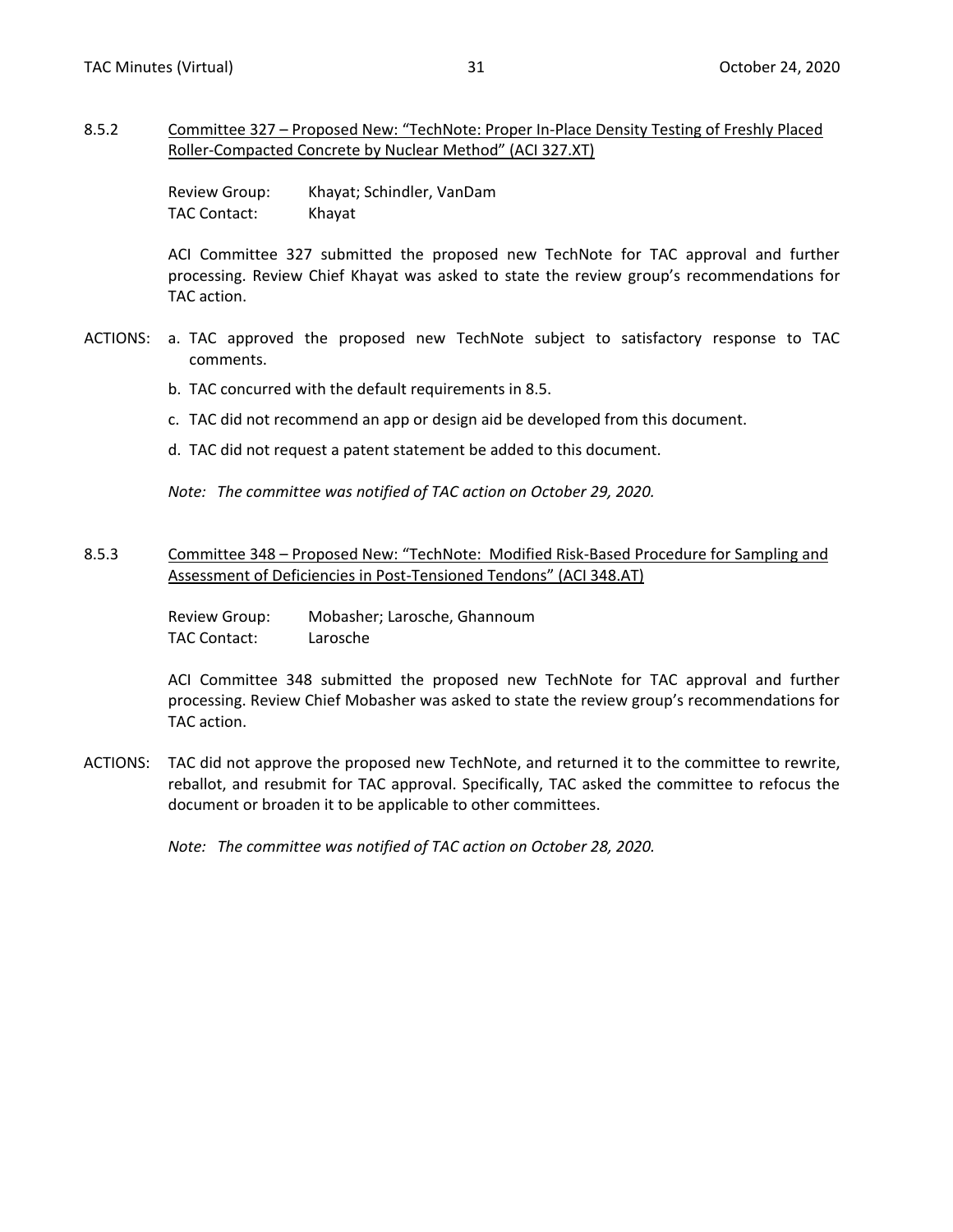8.5.2 Committee 327 – Proposed New: "TechNote: Proper In-Place Density Testing of Freshly Placed Roller-Compacted Concrete by Nuclear Method" (ACI 327.XT)

Review Group: Khayat; Schindler, VanDam
TAC Contact: Khayat

ACI Committee 327 submitted the proposed new TechNote for TAC approval and further processing. Review Chief Khayat was asked to state the review group's recommendations for TAC action.

ACTIONS:

a. TAC approved the proposed new TechNote subject to satisfactory response to TAC comments.
b. TAC concurred with the default requirements in 8.5.
c. TAC did not recommend an app or design aid be developed from this document.
d. TAC did not request a patent statement be added to this document.

*Note: The committee was notified of TAC action on October 29, 2020.*

8.5.3 Committee 348 – Proposed New: "TechNote: Modified Risk-Based Procedure for Sampling and Assessment of Deficiencies in Post-Tensioned Tendons" (ACI 348.AT)

Review Group: Mobasher; Larosche, Ghannoum
TAC Contact: Larosche

ACI Committee 348 submitted the proposed new TechNote for TAC approval and further processing. Review Chief Mobasher was asked to state the review group's recommendations for TAC action.

ACTIONS: TAC did not approve the proposed new TechNote, and returned it to the committee to rewrite, reballot, and resubmit for TAC approval. Specifically, TAC asked the committee to refocus the document or broaden it to be applicable to other committees.

*Note: The committee was notified of TAC action on October 28, 2020.*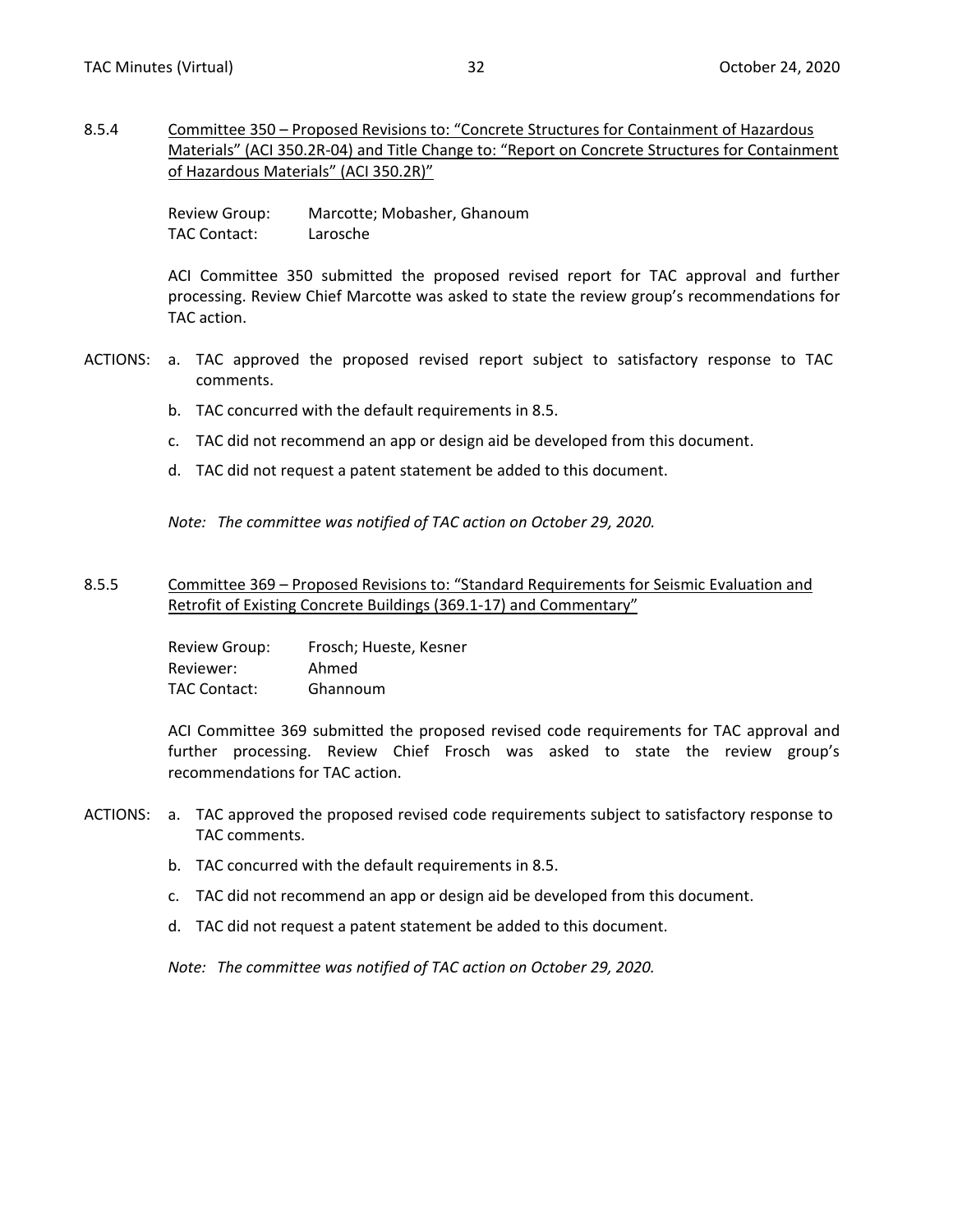8.5.4 Committee 350 – Proposed Revisions to: "Concrete Structures for Containment of Hazardous Materials" (ACI 350.2R-04) and Title Change to: "Report on Concrete Structures for Containment of Hazardous Materials" (ACI 350.2R)"

Review Group: Marcotte; Mobasher, Ghanoum
TAC Contact: Larosche

ACI Committee 350 submitted the proposed revised report for TAC approval and further processing. Review Chief Marcotte was asked to state the review group's recommendations for TAC action.

ACTIONS:

a. TAC approved the proposed revised report subject to satisfactory response to TAC comments.
b. TAC concurred with the default requirements in 8.5.
c. TAC did not recommend an app or design aid be developed from this document.
d. TAC did not request a patent statement be added to this document.

*Note: The committee was notified of TAC action on October 29, 2020.*

8.5.5 Committee 369 – Proposed Revisions to: "Standard Requirements for Seismic Evaluation and Retrofit of Existing Concrete Buildings (369.1-17) and Commentary"

Review Group: Frosch; Hueste, Kesner
Reviewer: Ahmed
TAC Contact: Ghannoum

ACI Committee 369 submitted the proposed revised code requirements for TAC approval and further processing. Review Chief Frosch was asked to state the review group's recommendations for TAC action.

ACTIONS:

a. TAC approved the proposed revised code requirements subject to satisfactory response to TAC comments.
b. TAC concurred with the default requirements in 8.5.
c. TAC did not recommend an app or design aid be developed from this document.
d. TAC did not request a patent statement be added to this document.

*Note: The committee was notified of TAC action on October 29, 2020.*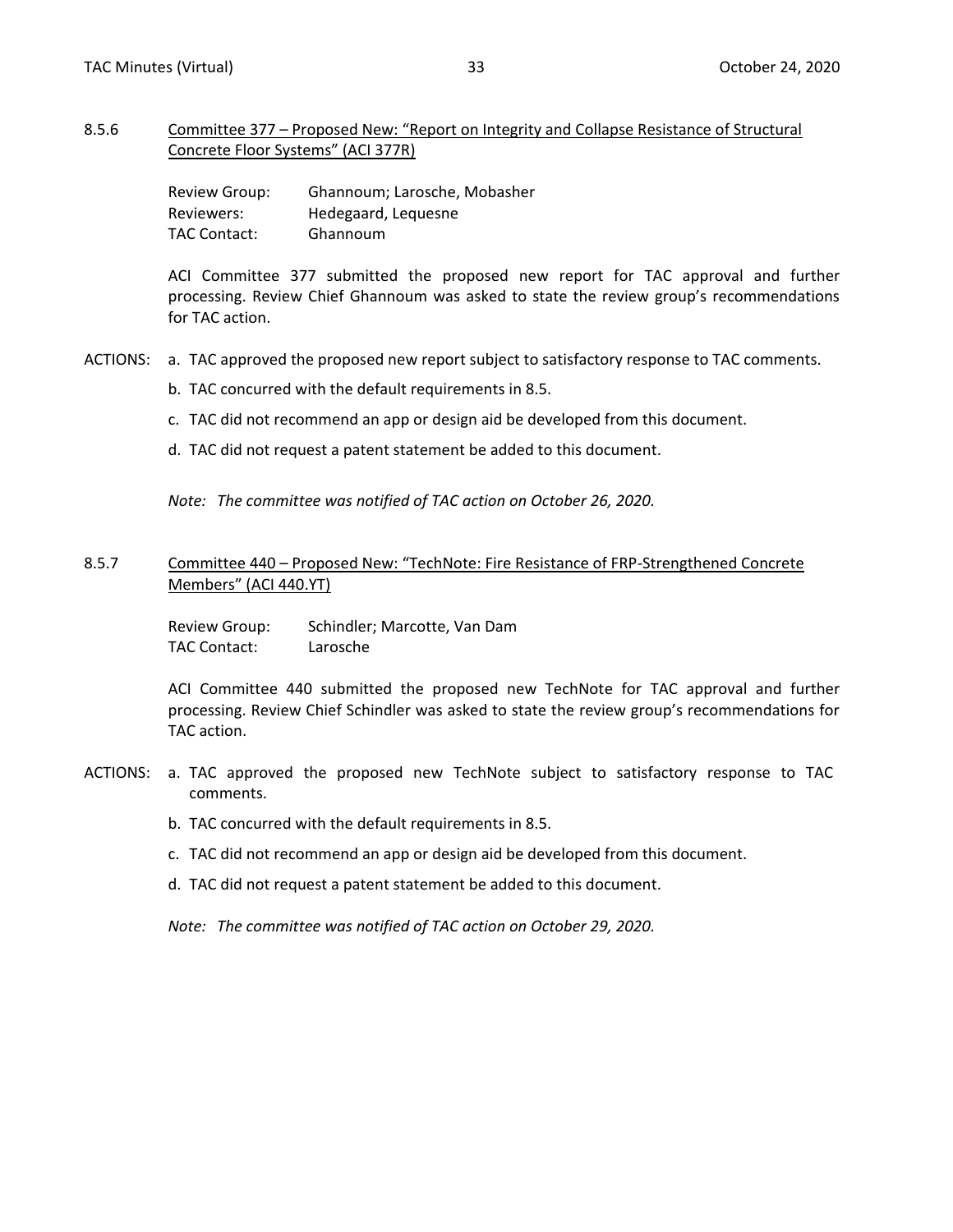### 8.5.6 Committee 377 – Proposed New: "Report on Integrity and Collapse Resistance of Structural Concrete Floor Systems" (ACI 377R)

Review Group: Ghannoum; Larosche, Mobasher
Reviewers: Hedegaard, Lequesne
TAC Contact: Ghannoum

ACI Committee 377 submitted the proposed new report for TAC approval and further processing. Review Chief Ghannoum was asked to state the review group's recommendations for TAC action.

ACTIONS:

a. TAC approved the proposed new report subject to satisfactory response to TAC comments.
b. TAC concurred with the default requirements in 8.5.
c. TAC did not recommend an app or design aid be developed from this document.
d. TAC did not request a patent statement be added to this document.

*Note: The committee was notified of TAC action on October 26, 2020.*

### 8.5.7 Committee 440 – Proposed New: "TechNote: Fire Resistance of FRP-Strengthened Concrete Members" (ACI 440.YT)

Review Group: Schindler; Marcotte, Van Dam
TAC Contact: Larosche

ACI Committee 440 submitted the proposed new TechNote for TAC approval and further processing. Review Chief Schindler was asked to state the review group's recommendations for TAC action.

ACTIONS:

a. TAC approved the proposed new TechNote subject to satisfactory response to TAC comments.
b. TAC concurred with the default requirements in 8.5.
c. TAC did not recommend an app or design aid be developed from this document.
d. TAC did not request a patent statement be added to this document.

*Note: The committee was notified of TAC action on October 29, 2020.*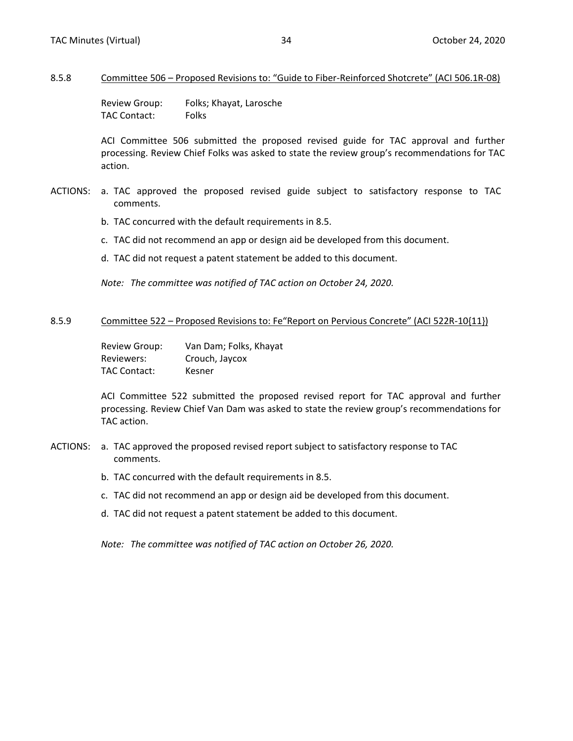### 8.5.8 Committee 506 – Proposed Revisions to: "Guide to Fiber-Reinforced Shotcrete" (ACI 506.1R-08)

Review Group: Folks; Khayat, Larosche
TAC Contact: Folks

ACI Committee 506 submitted the proposed revised guide for TAC approval and further processing. Review Chief Folks was asked to state the review group's recommendations for TAC action.

ACTIONS:

a. TAC approved the proposed revised guide subject to satisfactory response to TAC comments.

b. TAC concurred with the default requirements in 8.5.

c. TAC did not recommend an app or design aid be developed from this document.

d. TAC did not request a patent statement be added to this document.

*Note: The committee was notified of TAC action on October 24, 2020.*

### 8.5.9 Committee 522 – Proposed Revisions to: Fe"Report on Pervious Concrete" (ACI 522R-10{11})

Review Group: Van Dam; Folks, Khayat
Reviewers: Crouch, Jaycox
TAC Contact: Kesner

ACI Committee 522 submitted the proposed revised report for TAC approval and further processing. Review Chief Van Dam was asked to state the review group's recommendations for TAC action.

ACTIONS:

a. TAC approved the proposed revised report subject to satisfactory response to TAC comments.

b. TAC concurred with the default requirements in 8.5.

c. TAC did not recommend an app or design aid be developed from this document.

d. TAC did not request a patent statement be added to this document.

*Note: The committee was notified of TAC action on October 26, 2020.*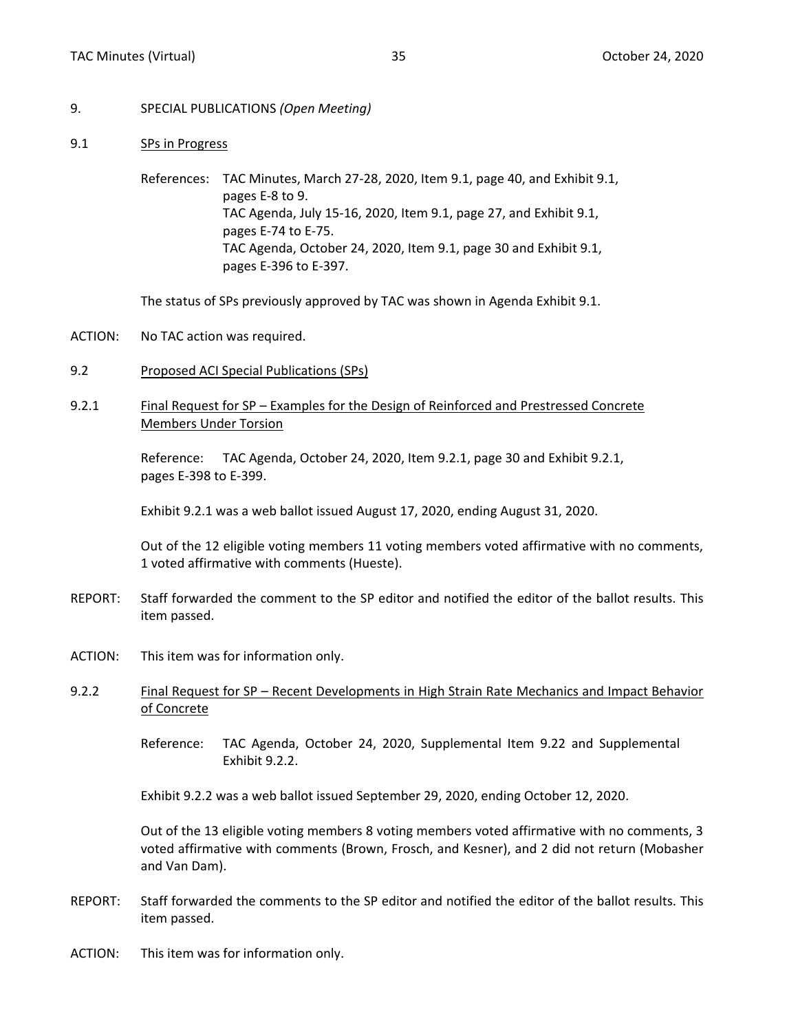## 9. SPECIAL PUBLICATIONS *(Open Meeting)*

### 9.1 SPs in Progress

References: TAC Minutes, March 27-28, 2020, Item 9.1, page 40, and Exhibit 9.1, pages E-8 to 9.
TAC Agenda, July 15-16, 2020, Item 9.1, page 27, and Exhibit 9.1, pages E-74 to E-75.
TAC Agenda, October 24, 2020, Item 9.1, page 30 and Exhibit 9.1, pages E-396 to E-397.

The status of SPs previously approved by TAC was shown in Agenda Exhibit 9.1.

ACTION: No TAC action was required.

### 9.2 Proposed ACI Special Publications (SPs)

#### 9.2.1 Final Request for SP – Examples for the Design of Reinforced and Prestressed Concrete Members Under Torsion

Reference: TAC Agenda, October 24, 2020, Item 9.2.1, page 30 and Exhibit 9.2.1, pages E-398 to E-399.

Exhibit 9.2.1 was a web ballot issued August 17, 2020, ending August 31, 2020.

Out of the 12 eligible voting members 11 voting members voted affirmative with no comments, 1 voted affirmative with comments (Hueste).

REPORT: Staff forwarded the comment to the SP editor and notified the editor of the ballot results. This item passed.

ACTION: This item was for information only.

#### 9.2.2 Final Request for SP – Recent Developments in High Strain Rate Mechanics and Impact Behavior of Concrete

Reference: TAC Agenda, October 24, 2020, Supplemental Item 9.22 and Supplemental Exhibit 9.2.2.

Exhibit 9.2.2 was a web ballot issued September 29, 2020, ending October 12, 2020.

Out of the 13 eligible voting members 8 voting members voted affirmative with no comments, 3 voted affirmative with comments (Brown, Frosch, and Kesner), and 2 did not return (Mobasher and Van Dam).

REPORT: Staff forwarded the comments to the SP editor and notified the editor of the ballot results. This item passed.

ACTION: This item was for information only.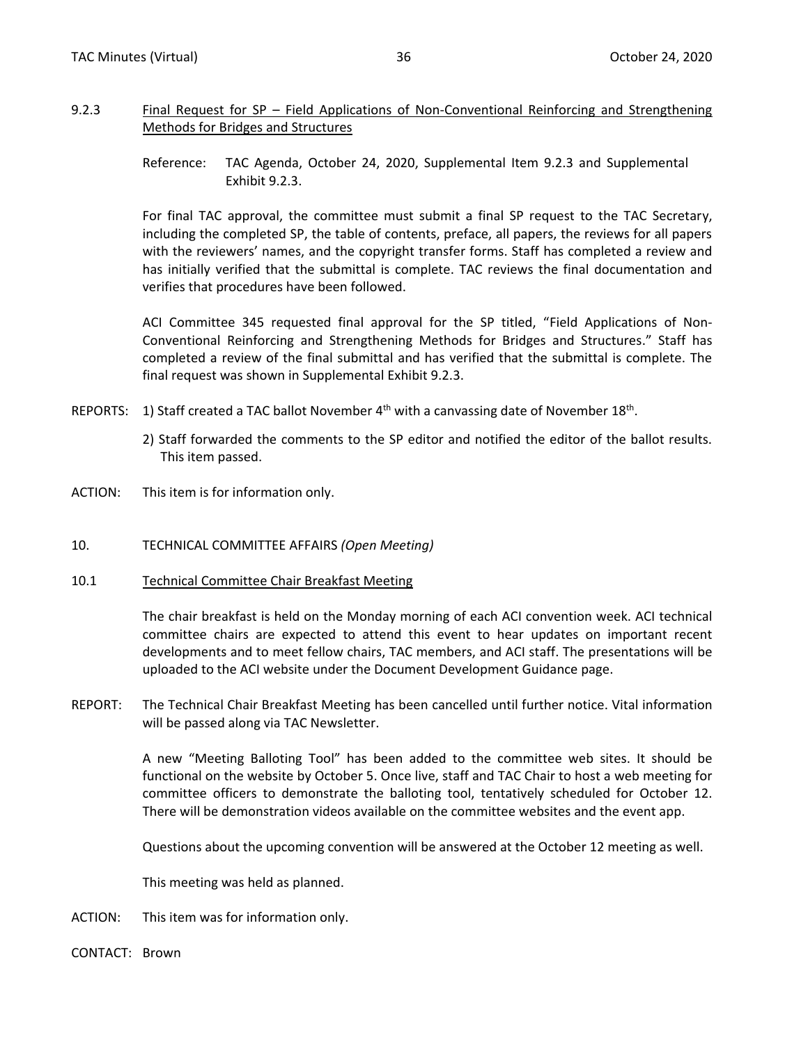### 9.2.3 Final Request for SP – Field Applications of Non-Conventional Reinforcing and Strengthening Methods for Bridges and Structures

Reference: TAC Agenda, October 24, 2020, Supplemental Item 9.2.3 and Supplemental Exhibit 9.2.3.

For final TAC approval, the committee must submit a final SP request to the TAC Secretary, including the completed SP, the table of contents, preface, all papers, the reviews for all papers with the reviewers' names, and the copyright transfer forms. Staff has completed a review and has initially verified that the submittal is complete. TAC reviews the final documentation and verifies that procedures have been followed.

ACI Committee 345 requested final approval for the SP titled, "Field Applications of Non-Conventional Reinforcing and Strengthening Methods for Bridges and Structures." Staff has completed a review of the final submittal and has verified that the submittal is complete. The final request was shown in Supplemental Exhibit 9.2.3.

REPORTS: 1) Staff created a TAC ballot November 4th with a canvassing date of November 18th.

2) Staff forwarded the comments to the SP editor and notified the editor of the ballot results. This item passed.

ACTION: This item is for information only.

## 10. TECHNICAL COMMITTEE AFFAIRS *(Open Meeting)*

### 10.1 Technical Committee Chair Breakfast Meeting

The chair breakfast is held on the Monday morning of each ACI convention week. ACI technical committee chairs are expected to attend this event to hear updates on important recent developments and to meet fellow chairs, TAC members, and ACI staff. The presentations will be uploaded to the ACI website under the Document Development Guidance page.

REPORT: The Technical Chair Breakfast Meeting has been cancelled until further notice. Vital information will be passed along via TAC Newsletter.

A new "Meeting Balloting Tool" has been added to the committee web sites. It should be functional on the website by October 5. Once live, staff and TAC Chair to host a web meeting for committee officers to demonstrate the balloting tool, tentatively scheduled for October 12. There will be demonstration videos available on the committee websites and the event app.

Questions about the upcoming convention will be answered at the October 12 meeting as well.

This meeting was held as planned.

ACTION: This item was for information only.

CONTACT: Brown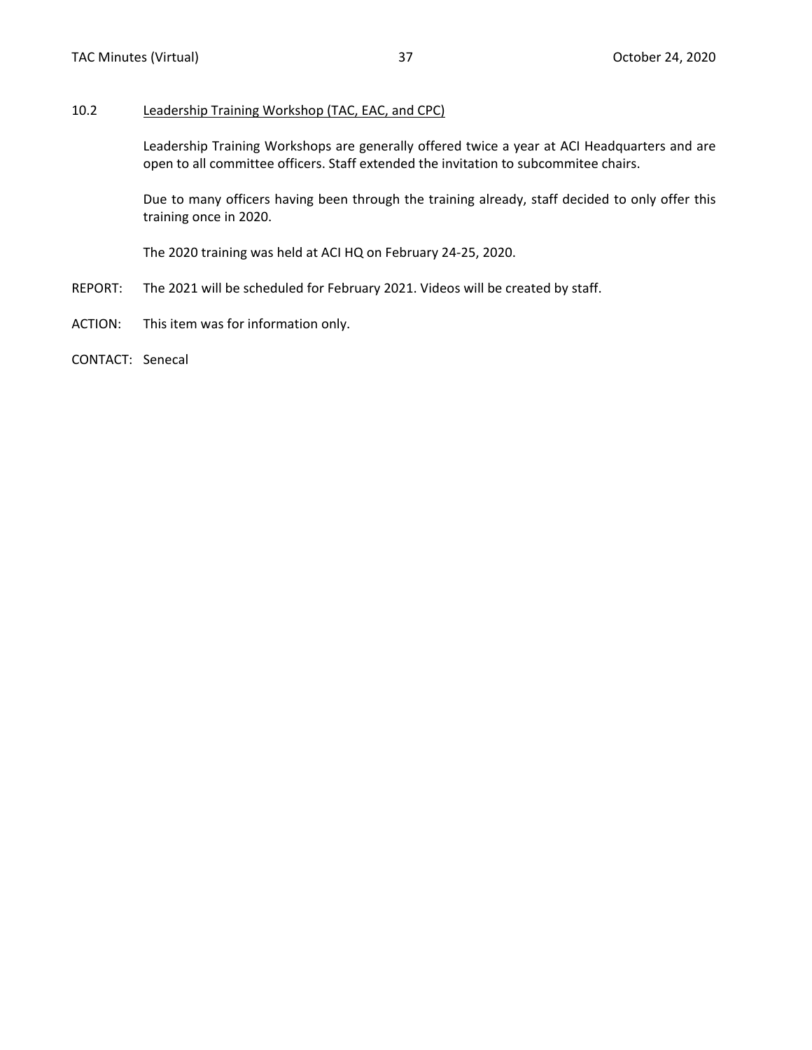10.2 Leadership Training Workshop (TAC, EAC, and CPC)

Leadership Training Workshops are generally offered twice a year at ACI Headquarters and are open to all committee officers. Staff extended the invitation to subcommitee chairs.

Due to many officers having been through the training already, staff decided to only offer this training once in 2020.

The 2020 training was held at ACI HQ on February 24-25, 2020.

REPORT: The 2021 will be scheduled for February 2021. Videos will be created by staff.

ACTION: This item was for information only.

CONTACT: Senecal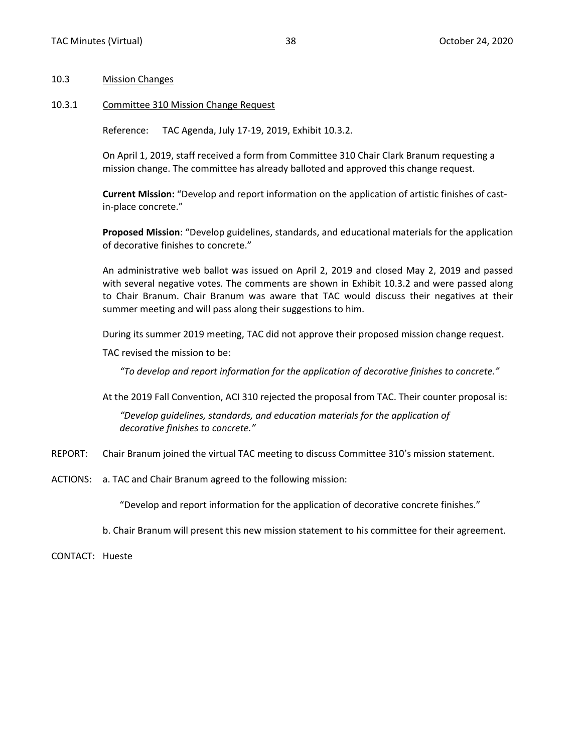## 10.3 Mission Changes

### 10.3.1 Committee 310 Mission Change Request

Reference: TAC Agenda, July 17-19, 2019, Exhibit 10.3.2.

On April 1, 2019, staff received a form from Committee 310 Chair Clark Branum requesting a mission change. The committee has already balloted and approved this change request.

**Current Mission:** "Develop and report information on the application of artistic finishes of cast-in-place concrete."

**Proposed Mission**: "Develop guidelines, standards, and educational materials for the application of decorative finishes to concrete."

An administrative web ballot was issued on April 2, 2019 and closed May 2, 2019 and passed with several negative votes. The comments are shown in Exhibit 10.3.2 and were passed along to Chair Branum. Chair Branum was aware that TAC would discuss their negatives at their summer meeting and will pass along their suggestions to him.

During its summer 2019 meeting, TAC did not approve their proposed mission change request.

TAC revised the mission to be:

*"To develop and report information for the application of decorative finishes to concrete."*

At the 2019 Fall Convention, ACI 310 rejected the proposal from TAC. Their counter proposal is:

*"Develop guidelines, standards, and education materials for the application of decorative finishes to concrete."*

REPORT: Chair Branum joined the virtual TAC meeting to discuss Committee 310's mission statement.

ACTIONS: a. TAC and Chair Branum agreed to the following mission:

"Develop and report information for the application of decorative concrete finishes."

b. Chair Branum will present this new mission statement to his committee for their agreement.

CONTACT: Hueste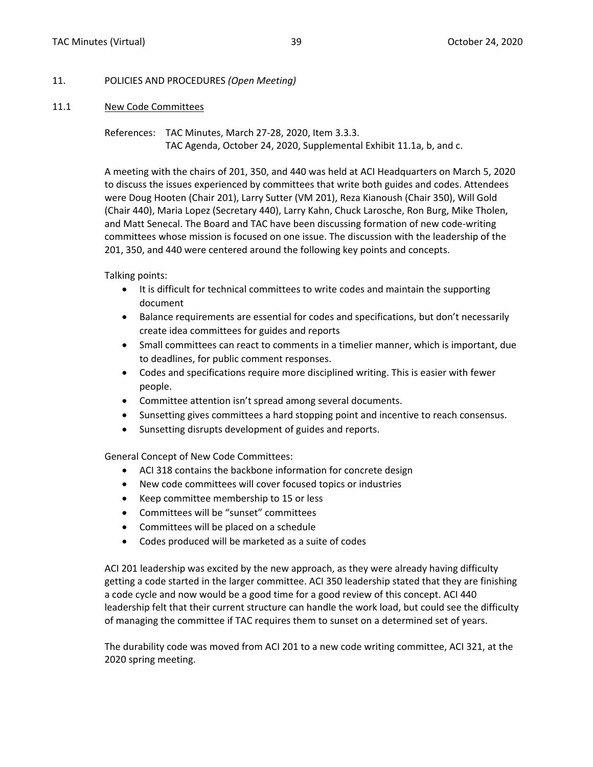## 11. POLICIES AND PROCEDURES *(Open Meeting)*

### 11.1 New Code Committees

References: TAC Minutes, March 27-28, 2020, Item 3.3.3.
TAC Agenda, October 24, 2020, Supplemental Exhibit 11.1a, b, and c.

A meeting with the chairs of 201, 350, and 440 was held at ACI Headquarters on March 5, 2020 to discuss the issues experienced by committees that write both guides and codes. Attendees were Doug Hooten (Chair 201), Larry Sutter (VM 201), Reza Kianoush (Chair 350), Will Gold (Chair 440), Maria Lopez (Secretary 440), Larry Kahn, Chuck Larosche, Ron Burg, Mike Tholen, and Matt Senecal. The Board and TAC have been discussing formation of new code-writing committees whose mission is focused on one issue. The discussion with the leadership of the 201, 350, and 440 were centered around the following key points and concepts.

Talking points:

- It is difficult for technical committees to write codes and maintain the supporting document
- Balance requirements are essential for codes and specifications, but don't necessarily create idea committees for guides and reports
- Small committees can react to comments in a timelier manner, which is important, due to deadlines, for public comment responses.
- Codes and specifications require more disciplined writing. This is easier with fewer people.
- Committee attention isn't spread among several documents.
- Sunsetting gives committees a hard stopping point and incentive to reach consensus.
- Sunsetting disrupts development of guides and reports.

General Concept of New Code Committees:

- ACI 318 contains the backbone information for concrete design
- New code committees will cover focused topics or industries
- Keep committee membership to 15 or less
- Committees will be "sunset" committees
- Committees will be placed on a schedule
- Codes produced will be marketed as a suite of codes

ACI 201 leadership was excited by the new approach, as they were already having difficulty getting a code started in the larger committee. ACI 350 leadership stated that they are finishing a code cycle and now would be a good time for a good review of this concept. ACI 440 leadership felt that their current structure can handle the work load, but could see the difficulty of managing the committee if TAC requires them to sunset on a determined set of years.

The durability code was moved from ACI 201 to a new code writing committee, ACI 321, at the 2020 spring meeting.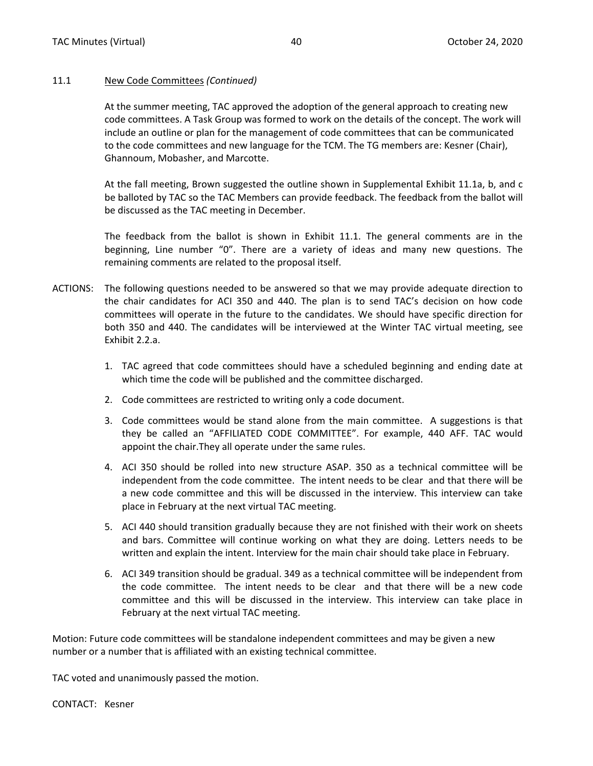## 11.1 New Code Committees *(Continued)*

At the summer meeting, TAC approved the adoption of the general approach to creating new code committees. A Task Group was formed to work on the details of the concept. The work will include an outline or plan for the management of code committees that can be communicated to the code committees and new language for the TCM. The TG members are: Kesner (Chair), Ghannoum, Mobasher, and Marcotte.

At the fall meeting, Brown suggested the outline shown in Supplemental Exhibit 11.1a, b, and c be balloted by TAC so the TAC Members can provide feedback. The feedback from the ballot will be discussed as the TAC meeting in December.

The feedback from the ballot is shown in Exhibit 11.1. The general comments are in the beginning, Line number "0". There are a variety of ideas and many new questions. The remaining comments are related to the proposal itself.

ACTIONS: The following questions needed to be answered so that we may provide adequate direction to the chair candidates for ACI 350 and 440. The plan is to send TAC's decision on how code committees will operate in the future to the candidates. We should have specific direction for both 350 and 440. The candidates will be interviewed at the Winter TAC virtual meeting, see Exhibit 2.2.a.

1. TAC agreed that code committees should have a scheduled beginning and ending date at which time the code will be published and the committee discharged.
2. Code committees are restricted to writing only a code document.
3. Code committees would be stand alone from the main committee. A suggestions is that they be called an "AFFILIATED CODE COMMITTEE". For example, 440 AFF. TAC would appoint the chair.They all operate under the same rules.
4. ACI 350 should be rolled into new structure ASAP. 350 as a technical committee will be independent from the code committee. The intent needs to be clear and that there will be a new code committee and this will be discussed in the interview. This interview can take place in February at the next virtual TAC meeting.
5. ACI 440 should transition gradually because they are not finished with their work on sheets and bars. Committee will continue working on what they are doing. Letters needs to be written and explain the intent. Interview for the main chair should take place in February.
6. ACI 349 transition should be gradual. 349 as a technical committee will be independent from the code committee. The intent needs to be clear and that there will be a new code committee and this will be discussed in the interview. This interview can take place in February at the next virtual TAC meeting.

Motion: Future code committees will be standalone independent committees and may be given a new number or a number that is affiliated with an existing technical committee.

TAC voted and unanimously passed the motion.

CONTACT: Kesner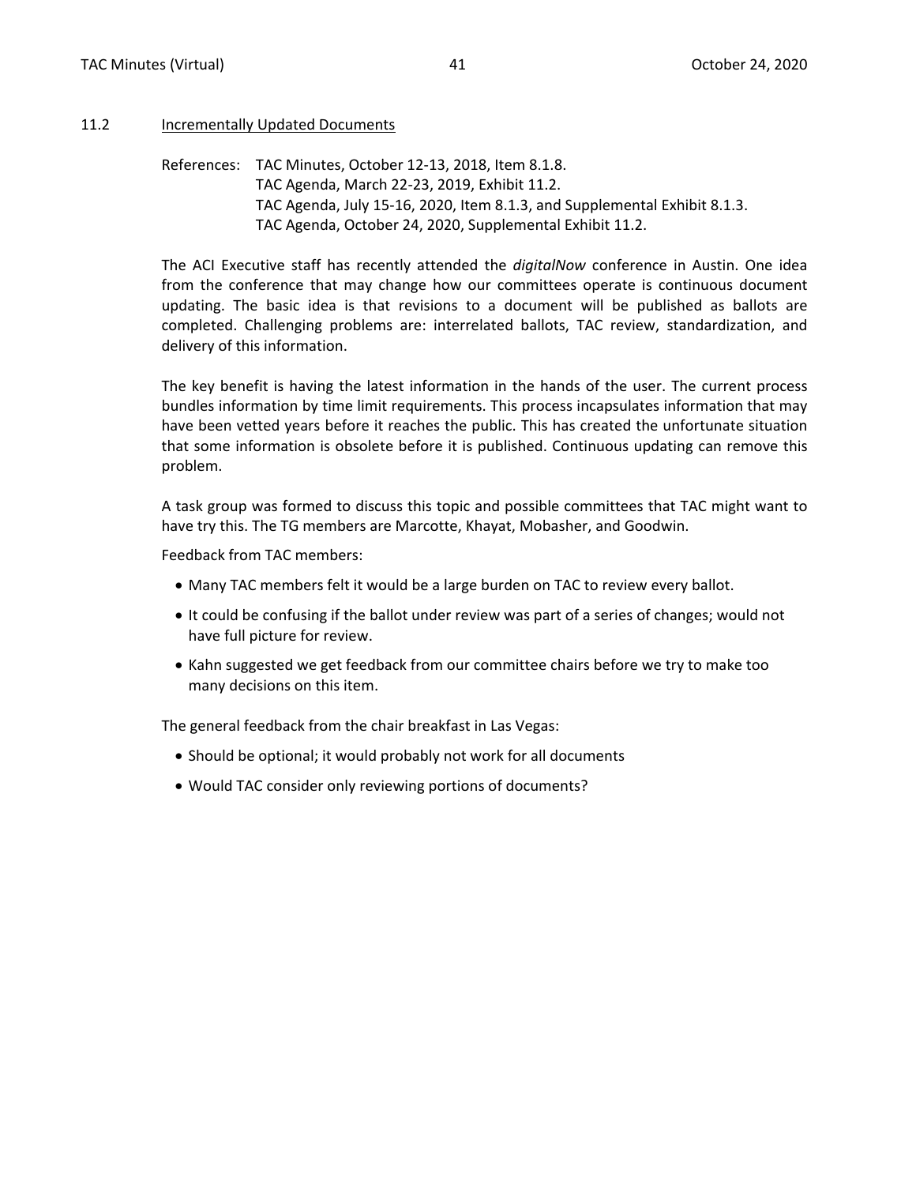## 11.2 Incrementally Updated Documents

References: TAC Minutes, October 12-13, 2018, Item 8.1.8.
TAC Agenda, March 22-23, 2019, Exhibit 11.2.
TAC Agenda, July 15-16, 2020, Item 8.1.3, and Supplemental Exhibit 8.1.3.
TAC Agenda, October 24, 2020, Supplemental Exhibit 11.2.

The ACI Executive staff has recently attended the *digitalNow* conference in Austin. One idea from the conference that may change how our committees operate is continuous document updating. The basic idea is that revisions to a document will be published as ballots are completed. Challenging problems are: interrelated ballots, TAC review, standardization, and delivery of this information.

The key benefit is having the latest information in the hands of the user. The current process bundles information by time limit requirements. This process incapsulates information that may have been vetted years before it reaches the public. This has created the unfortunate situation that some information is obsolete before it is published. Continuous updating can remove this problem.

A task group was formed to discuss this topic and possible committees that TAC might want to have try this. The TG members are Marcotte, Khayat, Mobasher, and Goodwin.

Feedback from TAC members:

- Many TAC members felt it would be a large burden on TAC to review every ballot.
- It could be confusing if the ballot under review was part of a series of changes; would not have full picture for review.
- Kahn suggested we get feedback from our committee chairs before we try to make too many decisions on this item.

The general feedback from the chair breakfast in Las Vegas:

- Should be optional; it would probably not work for all documents
- Would TAC consider only reviewing portions of documents?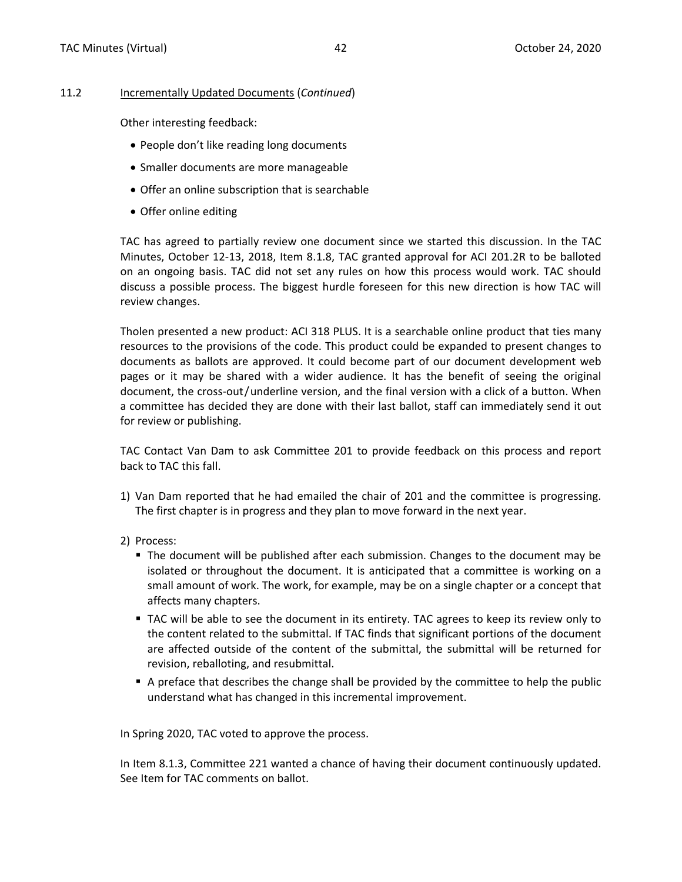## 11.2 Incrementally Updated Documents (*Continued*)

Other interesting feedback:

- People don't like reading long documents
- Smaller documents are more manageable
- Offer an online subscription that is searchable
- Offer online editing

TAC has agreed to partially review one document since we started this discussion. In the TAC Minutes, October 12-13, 2018, Item 8.1.8, TAC granted approval for ACI 201.2R to be balloted on an ongoing basis. TAC did not set any rules on how this process would work. TAC should discuss a possible process. The biggest hurdle foreseen for this new direction is how TAC will review changes.

Tholen presented a new product: ACI 318 PLUS. It is a searchable online product that ties many resources to the provisions of the code. This product could be expanded to present changes to documents as ballots are approved. It could become part of our document development web pages or it may be shared with a wider audience. It has the benefit of seeing the original document, the cross-out/underline version, and the final version with a click of a button. When a committee has decided they are done with their last ballot, staff can immediately send it out for review or publishing.

TAC Contact Van Dam to ask Committee 201 to provide feedback on this process and report back to TAC this fall.

1) Van Dam reported that he had emailed the chair of 201 and the committee is progressing. The first chapter is in progress and they plan to move forward in the next year.

2) Process:
   - The document will be published after each submission. Changes to the document may be isolated or throughout the document. It is anticipated that a committee is working on a small amount of work. The work, for example, may be on a single chapter or a concept that affects many chapters.
   - TAC will be able to see the document in its entirety. TAC agrees to keep its review only to the content related to the submittal. If TAC finds that significant portions of the document are affected outside of the content of the submittal, the submittal will be returned for revision, reballoting, and resubmittal.
   - A preface that describes the change shall be provided by the committee to help the public understand what has changed in this incremental improvement.

In Spring 2020, TAC voted to approve the process.

In Item 8.1.3, Committee 221 wanted a chance of having their document continuously updated. See Item for TAC comments on ballot.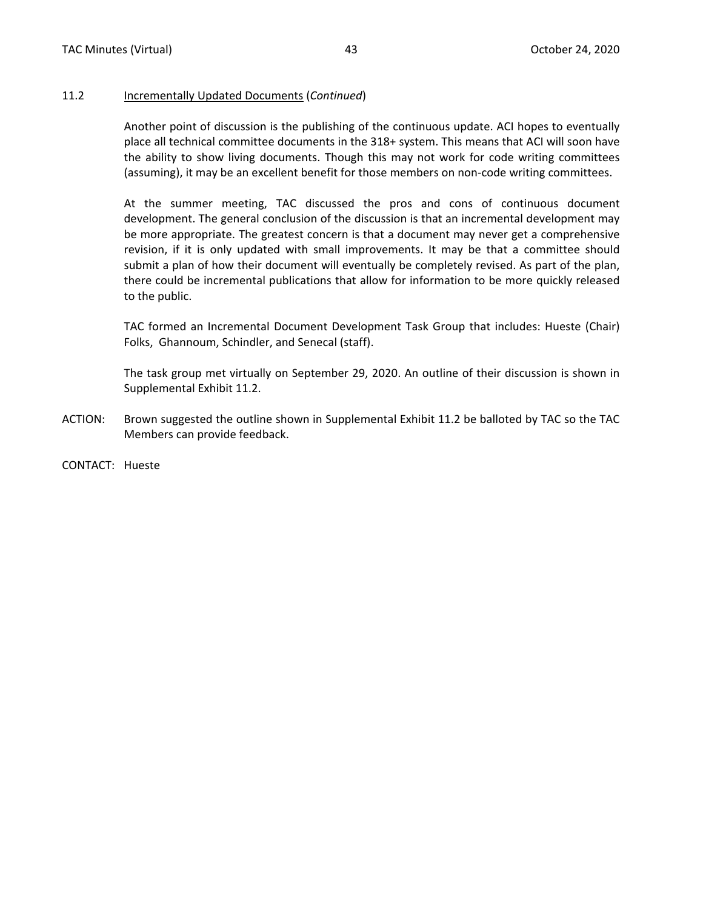## 11.2 Incrementally Updated Documents (*Continued*)

Another point of discussion is the publishing of the continuous update. ACI hopes to eventually place all technical committee documents in the 318+ system. This means that ACI will soon have the ability to show living documents. Though this may not work for code writing committees (assuming), it may be an excellent benefit for those members on non-code writing committees.

At the summer meeting, TAC discussed the pros and cons of continuous document development. The general conclusion of the discussion is that an incremental development may be more appropriate. The greatest concern is that a document may never get a comprehensive revision, if it is only updated with small improvements. It may be that a committee should submit a plan of how their document will eventually be completely revised. As part of the plan, there could be incremental publications that allow for information to be more quickly released to the public.

TAC formed an Incremental Document Development Task Group that includes: Hueste (Chair) Folks, Ghannoum, Schindler, and Senecal (staff).

The task group met virtually on September 29, 2020. An outline of their discussion is shown in Supplemental Exhibit 11.2.

ACTION: Brown suggested the outline shown in Supplemental Exhibit 11.2 be balloted by TAC so the TAC Members can provide feedback.

CONTACT: Hueste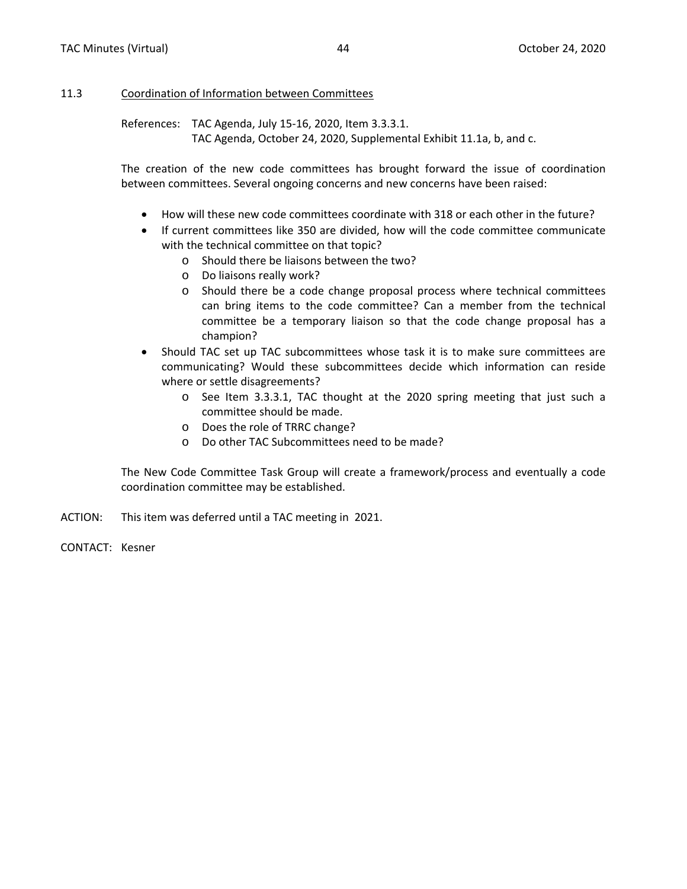## 11.3 Coordination of Information between Committees

References: TAC Agenda, July 15-16, 2020, Item 3.3.3.1.
TAC Agenda, October 24, 2020, Supplemental Exhibit 11.1a, b, and c.

The creation of the new code committees has brought forward the issue of coordination between committees. Several ongoing concerns and new concerns have been raised:

- How will these new code committees coordinate with 318 or each other in the future?
- If current committees like 350 are divided, how will the code committee communicate with the technical committee on that topic?
  - Should there be liaisons between the two?
  - Do liaisons really work?
  - Should there be a code change proposal process where technical committees can bring items to the code committee? Can a member from the technical committee be a temporary liaison so that the code change proposal has a champion?
- Should TAC set up TAC subcommittees whose task it is to make sure committees are communicating? Would these subcommittees decide which information can reside where or settle disagreements?
  - See Item 3.3.3.1, TAC thought at the 2020 spring meeting that just such a committee should be made.
  - Does the role of TRRC change?
  - Do other TAC Subcommittees need to be made?

The New Code Committee Task Group will create a framework/process and eventually a code coordination committee may be established.

ACTION: This item was deferred until a TAC meeting in 2021.

CONTACT: Kesner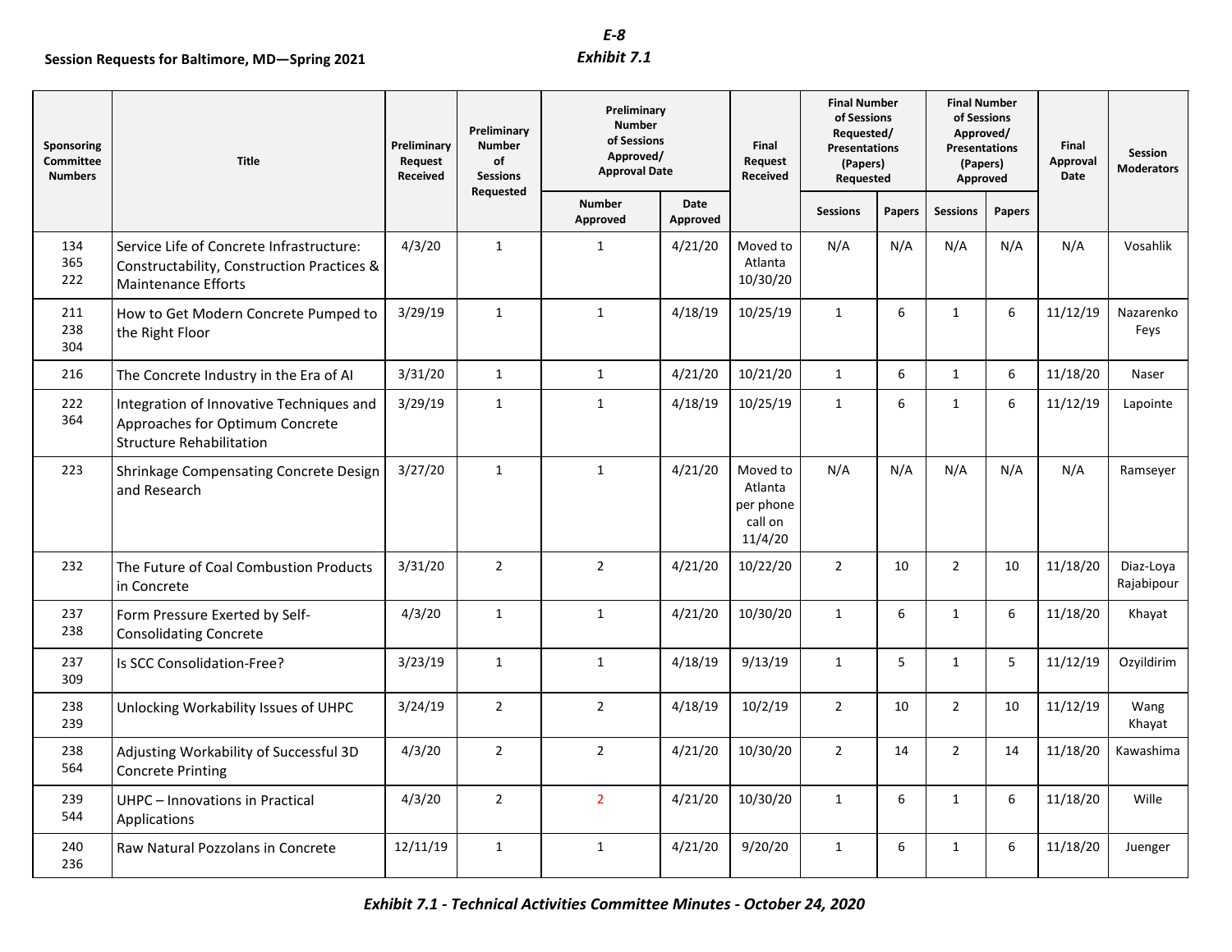**Session Requests for Baltimore, MD—Spring 2021**

*E-8*
*Exhibit 7.1*

| Sponsoring Committee Numbers | Title | Preliminary Request Received | Preliminary Number of Sessions Requested | Preliminary Number of Sessions Approved/ Approval Date | | Final Request Received | Final Number of Sessions Requested/ Presentations (Papers) Requested | | Final Number of Sessions Approved/ Presentations (Papers) Approved | | Final Approval Date | Session Moderators |
|---|---|---|---|---|---|---|---|---|---|---|---|---|
| | | | | Number Approved | Date Approved | | Sessions | Papers | Sessions | Papers | | |
| 134<br>365<br>222 | Service Life of Concrete Infrastructure: Constructability, Construction Practices & Maintenance Efforts | 4/3/20 | 1 | 1 | 4/21/20 | Moved to Atlanta 10/30/20 | N/A | N/A | N/A | N/A | N/A | Vosahlik |
| 211<br>238<br>304 | How to Get Modern Concrete Pumped to the Right Floor | 3/29/19 | 1 | 1 | 4/18/19 | 10/25/19 | 1 | 6 | 1 | 6 | 11/12/19 | Nazarenko<br>Feys |
| 216 | The Concrete Industry in the Era of AI | 3/31/20 | 1 | 1 | 4/21/20 | 10/21/20 | 1 | 6 | 1 | 6 | 11/18/20 | Naser |
| 222<br>364 | Integration of Innovative Techniques and Approaches for Optimum Concrete Structure Rehabilitation | 3/29/19 | 1 | 1 | 4/18/19 | 10/25/19 | 1 | 6 | 1 | 6 | 11/12/19 | Lapointe |
| 223 | Shrinkage Compensating Concrete Design and Research | 3/27/20 | 1 | 1 | 4/21/20 | Moved to Atlanta per phone call on 11/4/20 | N/A | N/A | N/A | N/A | N/A | Ramseyer |
| 232 | The Future of Coal Combustion Products in Concrete | 3/31/20 | 2 | 2 | 4/21/20 | 10/22/20 | 2 | 10 | 2 | 10 | 11/18/20 | Diaz-Loya<br>Rajabipour |
| 237<br>238 | Form Pressure Exerted by Self-Consolidating Concrete | 4/3/20 | 1 | 1 | 4/21/20 | 10/30/20 | 1 | 6 | 1 | 6 | 11/18/20 | Khayat |
| 237<br>309 | Is SCC Consolidation-Free? | 3/23/19 | 1 | 1 | 4/18/19 | 9/13/19 | 1 | 5 | 1 | 5 | 11/12/19 | Ozyildirim |
| 238<br>239 | Unlocking Workability Issues of UHPC | 3/24/19 | 2 | 2 | 4/18/19 | 10/2/19 | 2 | 10 | 2 | 10 | 11/12/19 | Wang<br>Khayat |
| 238<br>564 | Adjusting Workability of Successful 3D Concrete Printing | 4/3/20 | 2 | 2 | 4/21/20 | 10/30/20 | 2 | 14 | 2 | 14 | 11/18/20 | Kawashima |
| 239<br>544 | UHPC – Innovations in Practical Applications | 4/3/20 | 2 | 2 | 4/21/20 | 10/30/20 | 1 | 6 | 1 | 6 | 11/18/20 | Wille |
| 240<br>236 | Raw Natural Pozzolans in Concrete | 12/11/19 | 1 | 1 | 4/21/20 | 9/20/20 | 1 | 6 | 1 | 6 | 11/18/20 | Juenger |

***Exhibit 7.1 - Technical Activities Committee Minutes - October 24, 2020***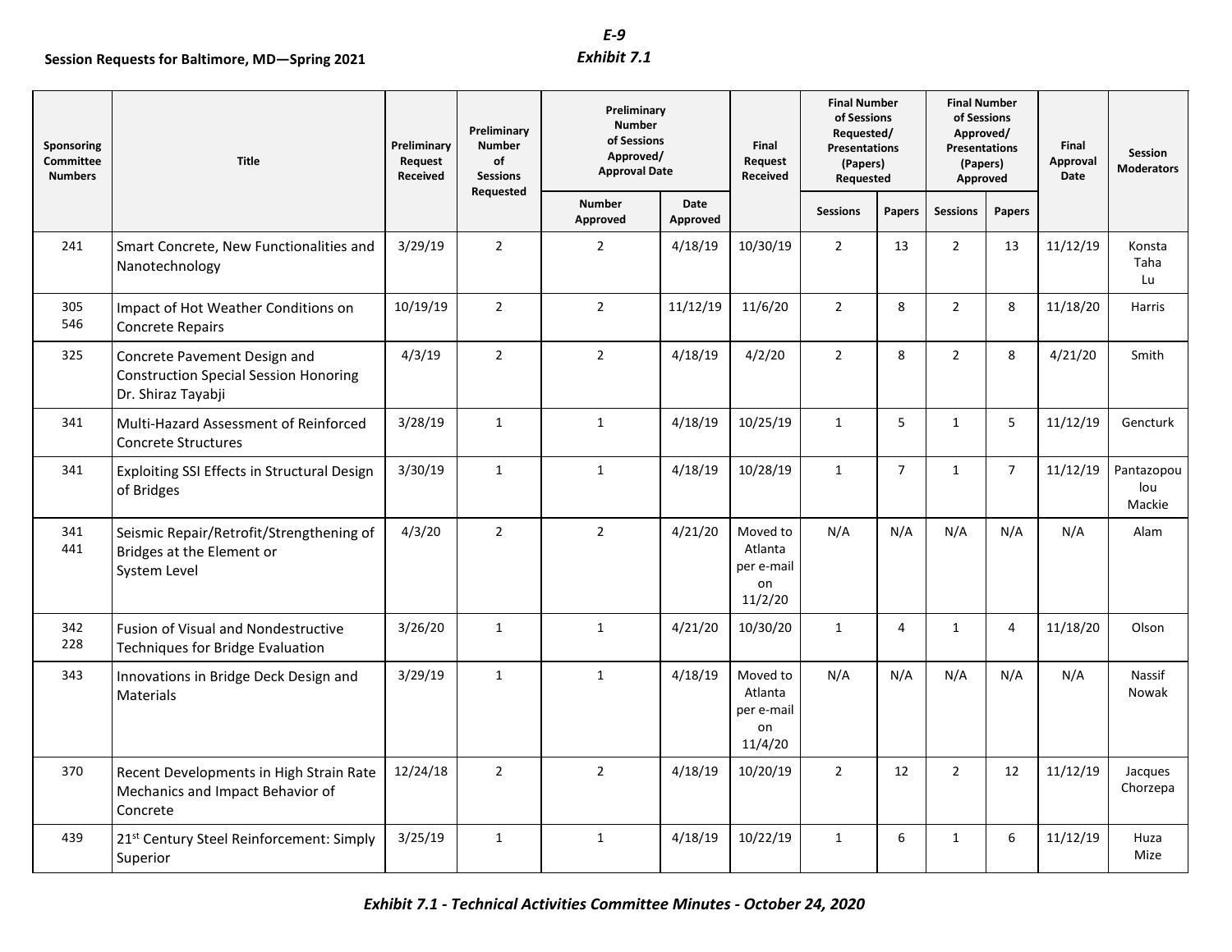**Session Requests for Baltimore, MD—Spring 2021**

***E-9***
***Exhibit 7.1***

| Sponsoring Committee Numbers | Title | Preliminary Request Received | Preliminary Number of Sessions Requested | Preliminary Number of Sessions Approved/ Approval Date | | Final Request Received | Final Number of Sessions Requested/ Presentations (Papers) Requested | | Final Number of Sessions Approved/ Presentations (Papers) Approved | | Final Approval Date | Session Moderators |
|---|---|---|---|---|---|---|---|---|---|---|---|---|
| | | | | Number Approved | Date Approved | | Sessions | Papers | Sessions | Papers | | |
| 241 | Smart Concrete, New Functionalities and Nanotechnology | 3/29/19 | 2 | 2 | 4/18/19 | 10/30/19 | 2 | 13 | 2 | 13 | 11/12/19 | Konsta Taha Lu |
| 305 546 | Impact of Hot Weather Conditions on Concrete Repairs | 10/19/19 | 2 | 2 | 11/12/19 | 11/6/20 | 2 | 8 | 2 | 8 | 11/18/20 | Harris |
| 325 | Concrete Pavement Design and Construction Special Session Honoring Dr. Shiraz Tayabji | 4/3/19 | 2 | 2 | 4/18/19 | 4/2/20 | 2 | 8 | 2 | 8 | 4/21/20 | Smith |
| 341 | Multi-Hazard Assessment of Reinforced Concrete Structures | 3/28/19 | 1 | 1 | 4/18/19 | 10/25/19 | 1 | 5 | 1 | 5 | 11/12/19 | Gencturk |
| 341 | Exploiting SSI Effects in Structural Design of Bridges | 3/30/19 | 1 | 1 | 4/18/19 | 10/28/19 | 1 | 7 | 1 | 7 | 11/12/19 | Pantazopoulou Mackie |
| 341 441 | Seismic Repair/Retrofit/Strengthening of Bridges at the Element or System Level | 4/3/20 | 2 | 2 | 4/21/20 | Moved to Atlanta per e-mail on 11/2/20 | N/A | N/A | N/A | N/A | N/A | Alam |
| 342 228 | Fusion of Visual and Nondestructive Techniques for Bridge Evaluation | 3/26/20 | 1 | 1 | 4/21/20 | 10/30/20 | 1 | 4 | 1 | 4 | 11/18/20 | Olson |
| 343 | Innovations in Bridge Deck Design and Materials | 3/29/19 | 1 | 1 | 4/18/19 | Moved to Atlanta per e-mail on 11/4/20 | N/A | N/A | N/A | N/A | N/A | Nassif Nowak |
| 370 | Recent Developments in High Strain Rate Mechanics and Impact Behavior of Concrete | 12/24/18 | 2 | 2 | 4/18/19 | 10/20/19 | 2 | 12 | 2 | 12 | 11/12/19 | Jacques Chorzepa |
| 439 | 21st Century Steel Reinforcement: Simply Superior | 3/25/19 | 1 | 1 | 4/18/19 | 10/22/19 | 1 | 6 | 1 | 6 | 11/12/19 | Huza Mize |

***Exhibit 7.1 - Technical Activities Committee Minutes - October 24, 2020***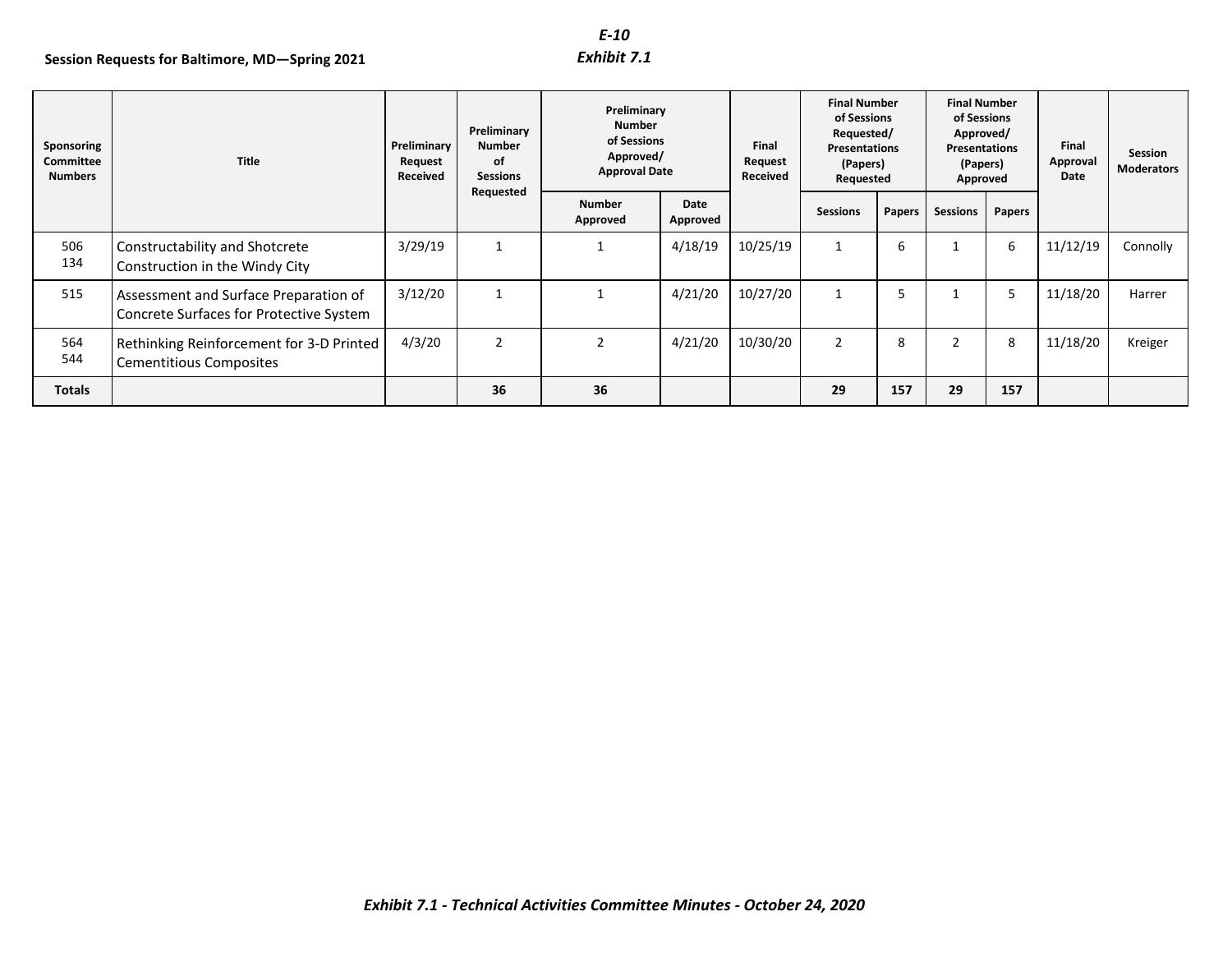**Session Requests for Baltimore, MD—Spring 2021**

*E-10*
*Exhibit 7.1*

| Sponsoring Committee Numbers | Title | Preliminary Request Received | Preliminary Number of Sessions Requested | Preliminary Number of Sessions Approved/ Approval Date | | Final Request Received | Final Number of Sessions Requested/ Presentations (Papers) Requested | | Final Number of Sessions Approved/ Presentations (Papers) Approved | | Final Approval Date | Session Moderators |
|---|---|---|---|---|---|---|---|---|---|---|---|---|
| | | | | Number Approved | Date Approved | | Sessions | Papers | Sessions | Papers | | |
| 506 134 | Constructability and Shotcrete Construction in the Windy City | 3/29/19 | 1 | 1 | 4/18/19 | 10/25/19 | 1 | 6 | 1 | 6 | 11/12/19 | Connolly |
| 515 | Assessment and Surface Preparation of Concrete Surfaces for Protective System | 3/12/20 | 1 | 1 | 4/21/20 | 10/27/20 | 1 | 5 | 1 | 5 | 11/18/20 | Harrer |
| 564 544 | Rethinking Reinforcement for 3-D Printed Cementitious Composites | 4/3/20 | 2 | 2 | 4/21/20 | 10/30/20 | 2 | 8 | 2 | 8 | 11/18/20 | Kreiger |
| **Totals** | | | **36** | **36** | | | **29** | **157** | **29** | **157** | | |

*Exhibit 7.1 - Technical Activities Committee Minutes - October 24, 2020*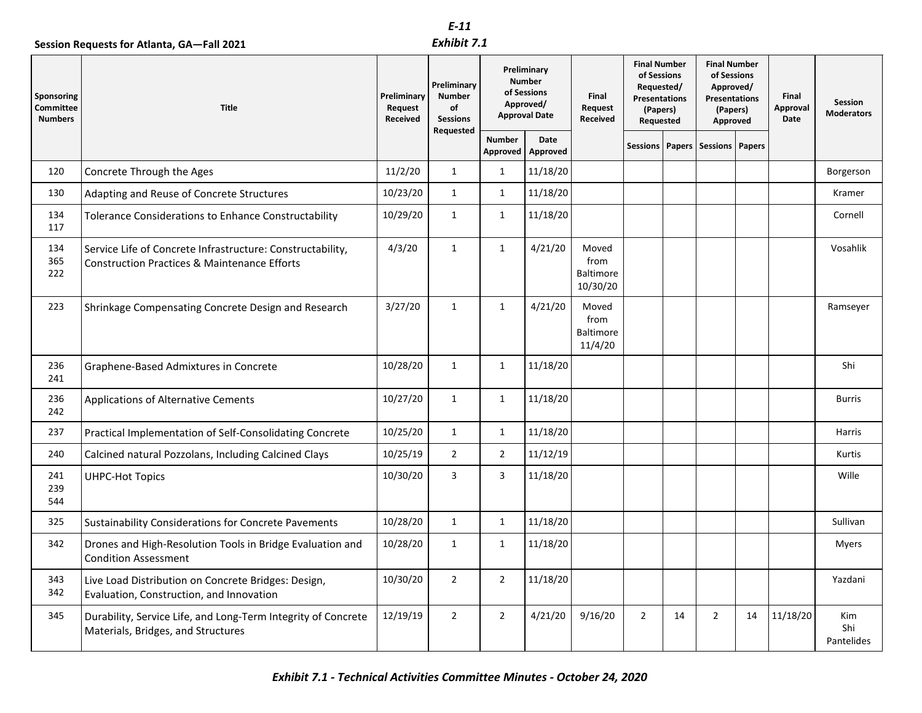**E-11**

**Exhibit 7.1**

**Session Requests for Atlanta, GA—Fall 2021**

| Sponsoring Committee Numbers | Title | Preliminary Request Received | Preliminary Number of Sessions Requested | Preliminary Number of Sessions Approved/ Approval Date | | Final Request Received | Final Number of Sessions Requested/ Presentations (Papers) Requested | | Final Number of Sessions Approved/ Presentations (Papers) Approved | | Final Approval Date | Session Moderators |
|---|---|---|---|---|---|---|---|---|---|---|---|---|
| | | | | Number Approved | Date Approved | | Sessions | Papers | Sessions | Papers | | |
| 120 | Concrete Through the Ages | 11/2/20 | 1 | 1 | 11/18/20 | | | | | | | Borgerson |
| 130 | Adapting and Reuse of Concrete Structures | 10/23/20 | 1 | 1 | 11/18/20 | | | | | | | Kramer |
| 134 117 | Tolerance Considerations to Enhance Constructability | 10/29/20 | 1 | 1 | 11/18/20 | | | | | | | Cornell |
| 134 365 222 | Service Life of Concrete Infrastructure: Constructability, Construction Practices & Maintenance Efforts | 4/3/20 | 1 | 1 | 4/21/20 | Moved from Baltimore 10/30/20 | | | | | | Vosahlik |
| 223 | Shrinkage Compensating Concrete Design and Research | 3/27/20 | 1 | 1 | 4/21/20 | Moved from Baltimore 11/4/20 | | | | | | Ramseyer |
| 236 241 | Graphene-Based Admixtures in Concrete | 10/28/20 | 1 | 1 | 11/18/20 | | | | | | | Shi |
| 236 242 | Applications of Alternative Cements | 10/27/20 | 1 | 1 | 11/18/20 | | | | | | | Burris |
| 237 | Practical Implementation of Self-Consolidating Concrete | 10/25/20 | 1 | 1 | 11/18/20 | | | | | | | Harris |
| 240 | Calcined natural Pozzolans, Including Calcined Clays | 10/25/19 | 2 | 2 | 11/12/19 | | | | | | | Kurtis |
| 241 239 544 | UHPC-Hot Topics | 10/30/20 | 3 | 3 | 11/18/20 | | | | | | | Wille |
| 325 | Sustainability Considerations for Concrete Pavements | 10/28/20 | 1 | 1 | 11/18/20 | | | | | | | Sullivan |
| 342 | Drones and High-Resolution Tools in Bridge Evaluation and Condition Assessment | 10/28/20 | 1 | 1 | 11/18/20 | | | | | | | Myers |
| 343 342 | Live Load Distribution on Concrete Bridges: Design, Evaluation, Construction, and Innovation | 10/30/20 | 2 | 2 | 11/18/20 | | | | | | | Yazdani |
| 345 | Durability, Service Life, and Long-Term Integrity of Concrete Materials, Bridges, and Structures | 12/19/19 | 2 | 2 | 4/21/20 | 9/16/20 | 2 | 14 | 2 | 14 | 11/18/20 | Kim Shi Pantelides |

*Exhibit 7.1 - Technical Activities Committee Minutes - October 24, 2020*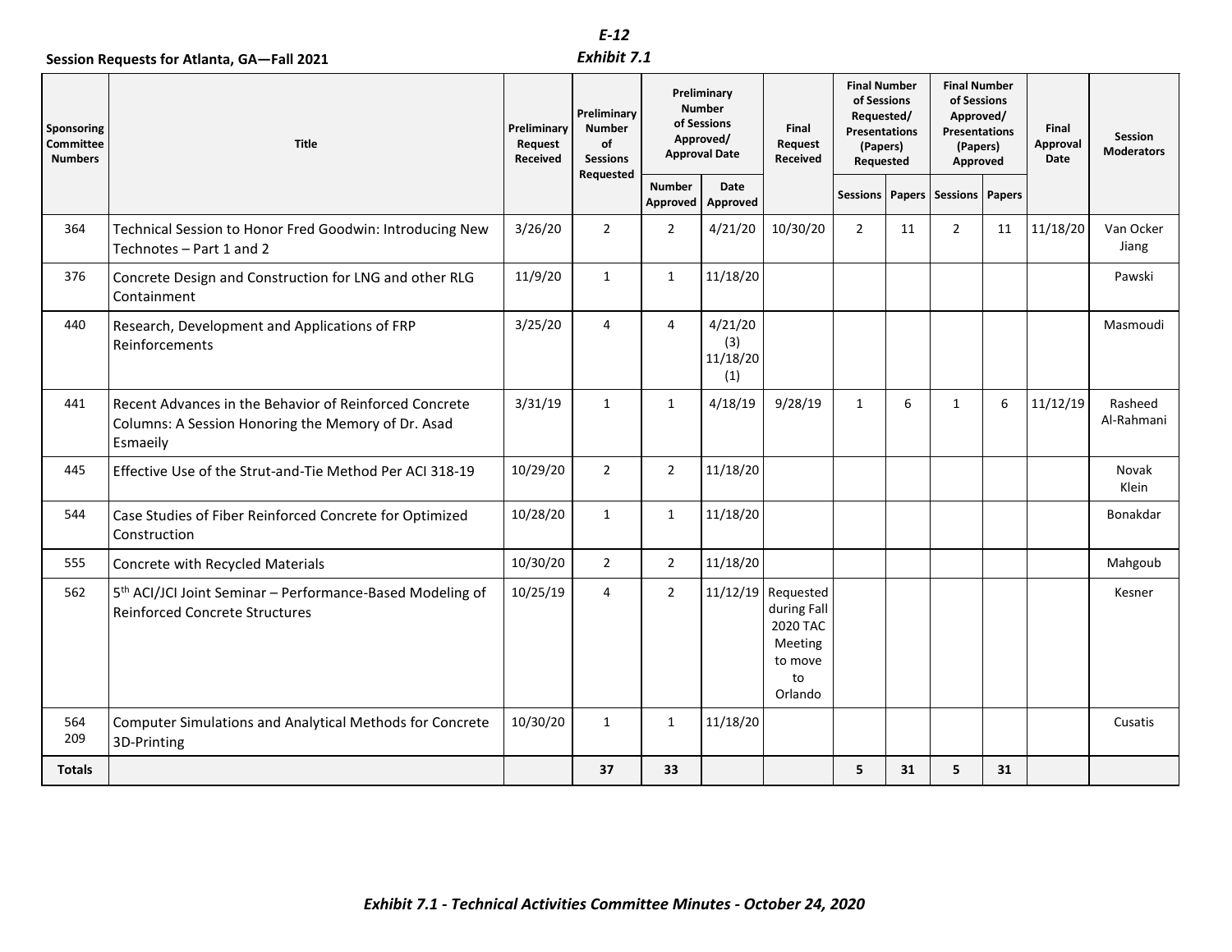E-12

*Exhibit 7.1*

**Session Requests for Atlanta, GA—Fall 2021**

| Sponsoring Committee Numbers | Title | Preliminary Request Received | Preliminary Number of Sessions Requested | Preliminary Number of Sessions Approved/ Approval Date | | Final Request Received | Final Number of Sessions Requested/ Presentations (Papers) Requested | | Final Number of Sessions Approved/ Presentations (Papers) Approved | | Final Approval Date | Session Moderators |
|---|---|---|---|---|---|---|---|---|---|---|---|---|
| | | | | Number Approved | Date Approved | | Sessions | Papers | Sessions | Papers | | |
| 364 | Technical Session to Honor Fred Goodwin: Introducing New Technotes – Part 1 and 2 | 3/26/20 | 2 | 2 | 4/21/20 | 10/30/20 | 2 | 11 | 2 | 11 | 11/18/20 | Van Ocker Jiang |
| 376 | Concrete Design and Construction for LNG and other RLG Containment | 11/9/20 | 1 | 1 | 11/18/20 | | | | | | | Pawski |
| 440 | Research, Development and Applications of FRP Reinforcements | 3/25/20 | 4 | 4 | 4/21/20 (3) 11/18/20 (1) | | | | | | | Masmoudi |
| 441 | Recent Advances in the Behavior of Reinforced Concrete Columns: A Session Honoring the Memory of Dr. Asad Esmaeily | 3/31/19 | 1 | 1 | 4/18/19 | 9/28/19 | 1 | 6 | 1 | 6 | 11/12/19 | Rasheed Al-Rahmani |
| 445 | Effective Use of the Strut-and-Tie Method Per ACI 318-19 | 10/29/20 | 2 | 2 | 11/18/20 | | | | | | | Novak Klein |
| 544 | Case Studies of Fiber Reinforced Concrete for Optimized Construction | 10/28/20 | 1 | 1 | 11/18/20 | | | | | | | Bonakdar |
| 555 | Concrete with Recycled Materials | 10/30/20 | 2 | 2 | 11/18/20 | | | | | | | Mahgoub |
| 562 | 5th ACI/JCI Joint Seminar – Performance-Based Modeling of Reinforced Concrete Structures | 10/25/19 | 4 | 2 | 11/12/19 | Requested during Fall 2020 TAC Meeting to move to Orlando | | | | | | Kesner |
| 564 209 | Computer Simulations and Analytical Methods for Concrete 3D-Printing | 10/30/20 | 1 | 1 | 11/18/20 | | | | | | | Cusatis |
| **Totals** | | | **37** | **33** | | | **5** | **31** | **5** | **31** | | |

*Exhibit 7.1 - Technical Activities Committee Minutes - October 24, 2020*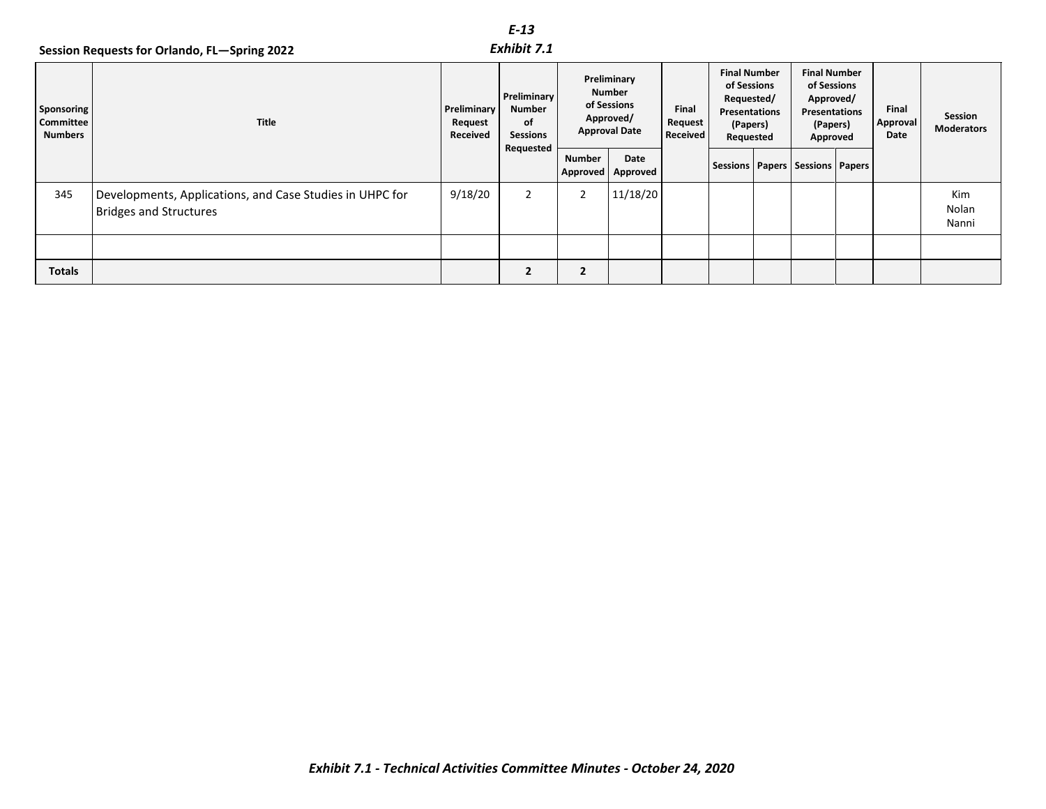*E-13*
***Exhibit 7.1***

**Session Requests for Orlando, FL—Spring 2022**

| Sponsoring Committee Numbers | Title | Preliminary Request Received | Preliminary Number of Sessions Requested | Preliminary Number of Sessions Approved/ Approval Date | | Final Request Received | Final Number of Sessions Requested/ Presentations (Papers) Requested | | Final Number of Sessions Approved/ Presentations (Papers) Approved | | Final Approval Date | Session Moderators |
|---|---|---|---|---|---|---|---|---|---|---|---|---|
| | | | | Number Approved | Date Approved | | Sessions | Papers | Sessions | Papers | | |
| 345 | Developments, Applications, and Case Studies in UHPC for Bridges and Structures | 9/18/20 | 2 | 2 | 11/18/20 | | | | | | | Kim Nolan Nanni |
| | | | | | | | | | | | | |
| **Totals** | | | **2** | **2** | | | | | | | | |

***Exhibit 7.1 - Technical Activities Committee Minutes - October 24, 2020***